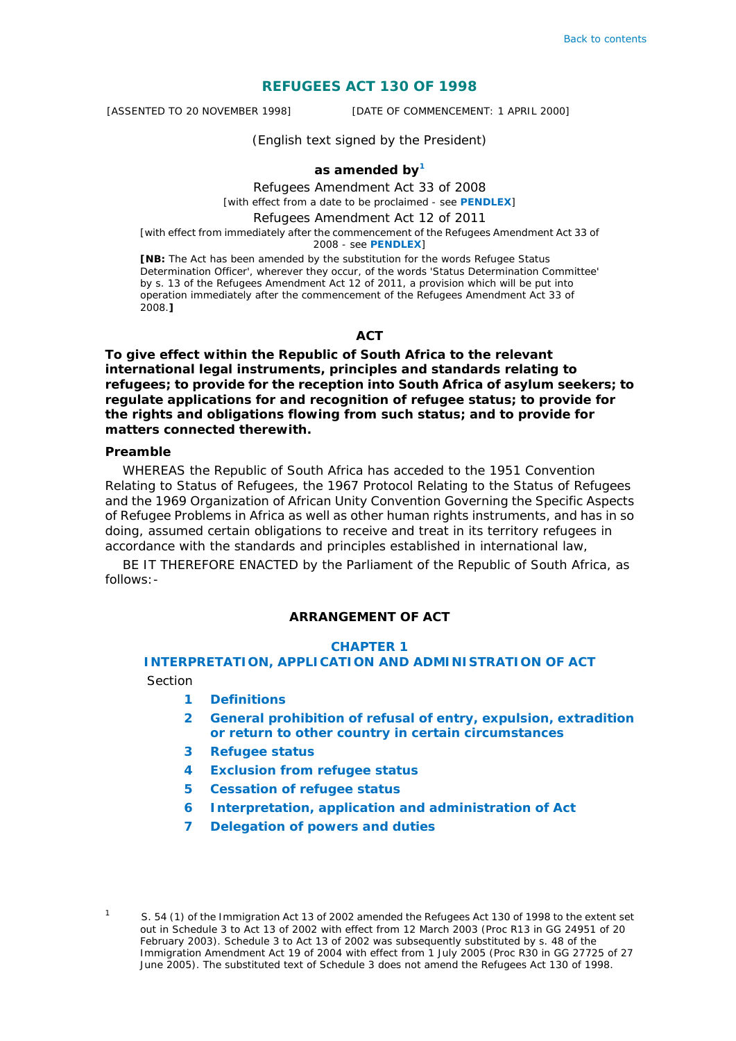# REFUGEES ACT 130 OF 1998

[ASSENTED TO 20 NOVEMBER 1998] [DATE OF COMMENCEMENT: 1 APRIL 2000]

(English text signed by the President)

**as amended by**[1]

Refugees Amendment Act 33 of 2008
[with effect from a date to be proclaimed - see **PENDLEX**]

Refugees Amendment Act 12 of 2011
[with effect from immediately after the commencement of the Refugees Amendment Act 33 of 2008 - see **PENDLEX**]

**[NB:** The Act has been amended by the substitution for the words Refugee Status Determination Officer', wherever they occur, of the words 'Status Determination Committee' by s. 13 of the Refugees Amendment Act 12 of 2011, a provision which will be put into operation immediately after the commencement of the Refugees Amendment Act 33 of 2008.**]**

## ACT

**To give effect within the Republic of South Africa to the relevant international legal instruments, principles and standards relating to refugees; to provide for the reception into South Africa of asylum seekers; to regulate applications for and recognition of refugee status; to provide for the rights and obligations flowing from such status; and to provide for matters connected therewith.**

### Preamble

WHEREAS the Republic of South Africa has acceded to the 1951 Convention Relating to Status of Refugees, the 1967 Protocol Relating to the Status of Refugees and the 1969 Organization of African Unity Convention Governing the Specific Aspects of Refugee Problems in Africa as well as other human rights instruments, and has in so doing, assumed certain obligations to receive and treat in its territory refugees in accordance with the standards and principles established in international law,

BE IT THEREFORE ENACTED by the Parliament of the Republic of South Africa, as follows:-

## ARRANGEMENT OF ACT

### CHAPTER 1
### INTERPRETATION, APPLICATION AND ADMINISTRATION OF ACT

Section

1 **Definitions**

2 **General prohibition of refusal of entry, expulsion, extradition or return to other country in certain circumstances**

3 **Refugee status**

4 **Exclusion from refugee status**

5 **Cessation of refugee status**

6 **Interpretation, application and administration of Act**

7 **Delegation of powers and duties**

---

[1] S. 54 (1) of the Immigration Act 13 of 2002 amended the Refugees Act 130 of 1998 to the extent set out in Schedule 3 to Act 13 of 2002 with effect from 12 March 2003 (Proc R13 in GG 24951 of 20 February 2003). Schedule 3 to Act 13 of 2002 was subsequently substituted by s. 48 of the Immigration Amendment Act 19 of 2004 with effect from 1 July 2005 (Proc R30 in GG 27725 of 27 June 2005). The substituted text of Schedule 3 does not amend the Refugees Act 130 of 1998.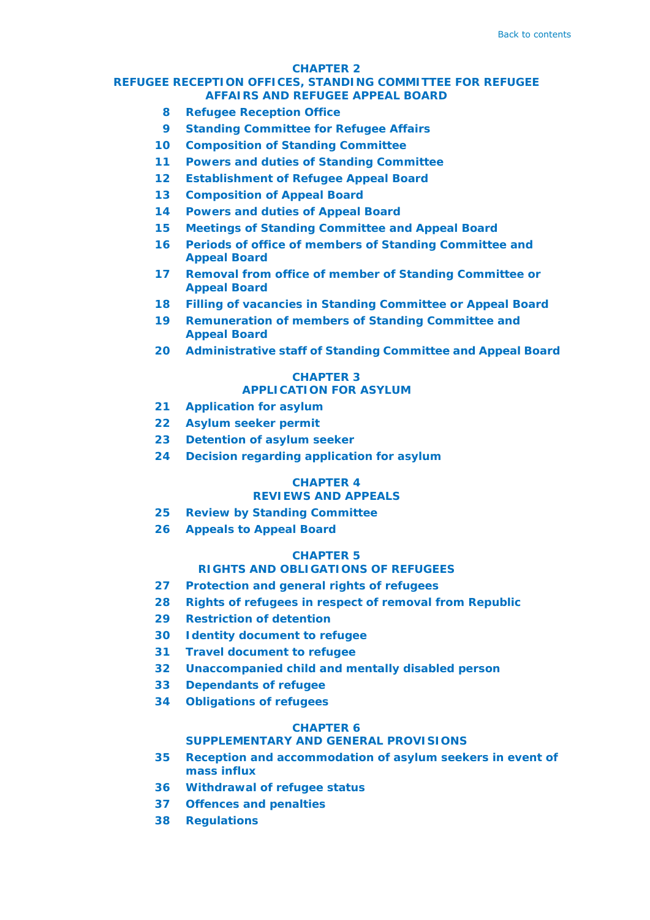Back to contents

## CHAPTER 2
## REFUGEE RECEPTION OFFICES, STANDING COMMITTEE FOR REFUGEE AFFAIRS AND REFUGEE APPEAL BOARD

**8** **Refugee Reception Office**

**9** **Standing Committee for Refugee Affairs**

**10** **Composition of Standing Committee**

**11** **Powers and duties of Standing Committee**

**12** **Establishment of Refugee Appeal Board**

**13** **Composition of Appeal Board**

**14** **Powers and duties of Appeal Board**

**15** **Meetings of Standing Committee and Appeal Board**

**16** **Periods of office of members of Standing Committee and Appeal Board**

**17** **Removal from office of member of Standing Committee or Appeal Board**

**18** **Filling of vacancies in Standing Committee or Appeal Board**

**19** **Remuneration of members of Standing Committee and Appeal Board**

**20** **Administrative staff of Standing Committee and Appeal Board**

## CHAPTER 3
## APPLICATION FOR ASYLUM

**21** **Application for asylum**

**22** **Asylum seeker permit**

**23** **Detention of asylum seeker**

**24** **Decision regarding application for asylum**

## CHAPTER 4
## REVIEWS AND APPEALS

**25** **Review by Standing Committee**

**26** **Appeals to Appeal Board**

## CHAPTER 5
## RIGHTS AND OBLIGATIONS OF REFUGEES

**27** **Protection and general rights of refugees**

**28** **Rights of refugees in respect of removal from Republic**

**29** **Restriction of detention**

**30** **Identity document to refugee**

**31** **Travel document to refugee**

**32** **Unaccompanied child and mentally disabled person**

**33** **Dependants of refugee**

**34** **Obligations of refugees**

## CHAPTER 6
## SUPPLEMENTARY AND GENERAL PROVISIONS

**35** **Reception and accommodation of asylum seekers in event of mass influx**

**36** **Withdrawal of refugee status**

**37** **Offences and penalties**

**38** **Regulations**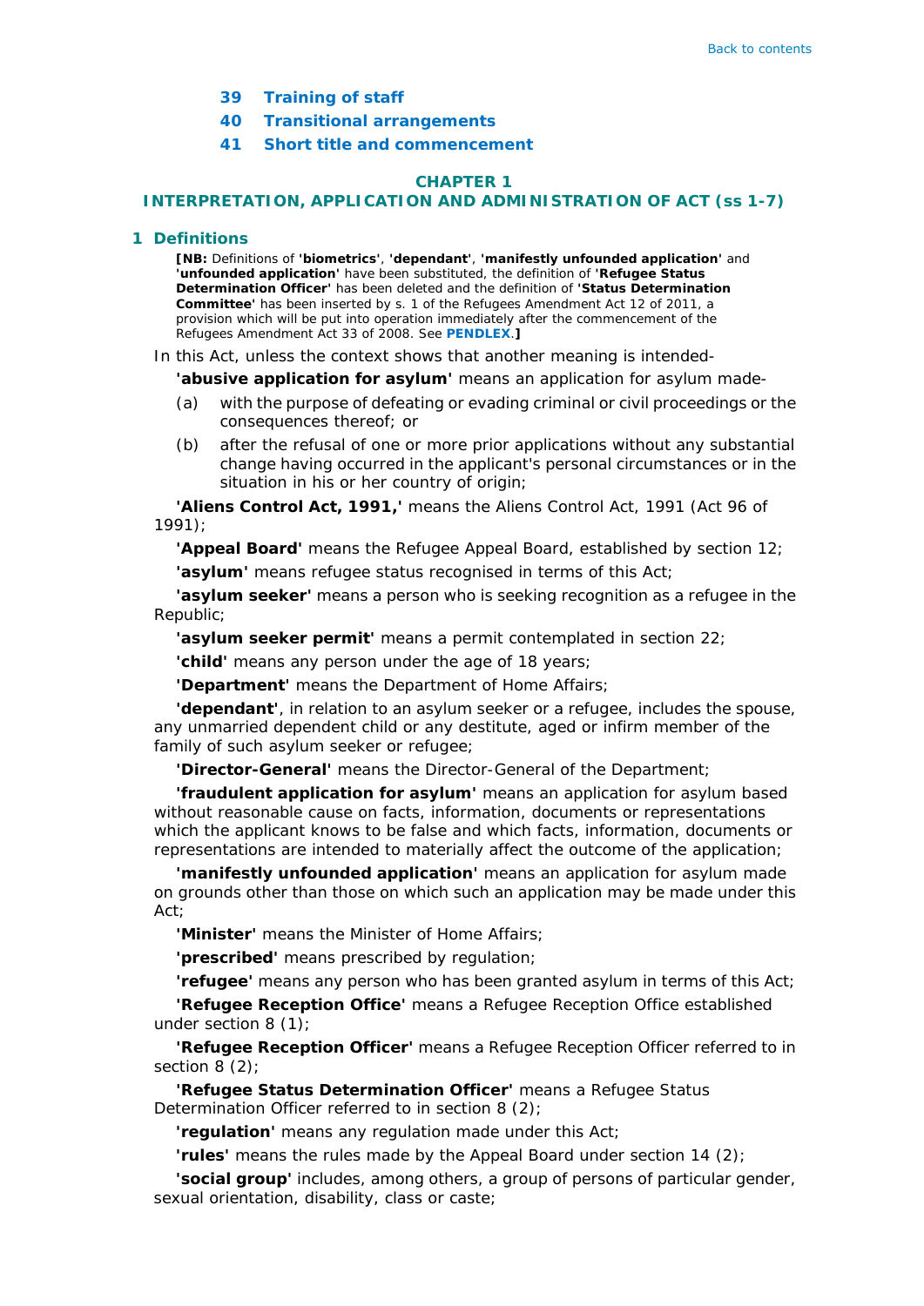39 **Training of staff**

40 **Transitional arrangements**

41 **Short title and commencement**

## CHAPTER 1
## INTERPRETATION, APPLICATION AND ADMINISTRATION OF ACT (ss 1-7)

### 1 Definitions

**[NB:** Definitions of **'biometrics'**, **'dependant'**, **'manifestly unfounded application'** and **'unfounded application'** have been substituted, the definition of **'Refugee Status Determination Officer'** has been deleted and the definition of **'Status Determination Committee'** has been inserted by s. 1 of the Refugees Amendment Act 12 of 2011, a provision which will be put into operation immediately after the commencement of the Refugees Amendment Act 33 of 2008. See **PENDLEX**.**]**

In this Act, unless the context shows that another meaning is intended-

**'abusive application for asylum'** means an application for asylum made-

(a) with the purpose of defeating or evading criminal or civil proceedings or the consequences thereof; or

(b) after the refusal of one or more prior applications without any substantial change having occurred in the applicant's personal circumstances or in the situation in his or her country of origin;

**'Aliens Control Act, 1991,'** means the Aliens Control Act, 1991 (Act 96 of 1991);

**'Appeal Board'** means the Refugee Appeal Board, established by section 12;

**'asylum'** means refugee status recognised in terms of this Act;

**'asylum seeker'** means a person who is seeking recognition as a refugee in the Republic;

**'asylum seeker permit'** means a permit contemplated in section 22;

**'child'** means any person under the age of 18 years;

**'Department'** means the Department of Home Affairs;

**'dependant'**, in relation to an asylum seeker or a refugee, includes the spouse, any unmarried dependent child or any destitute, aged or infirm member of the family of such asylum seeker or refugee;

**'Director-General'** means the Director-General of the Department;

**'fraudulent application for asylum'** means an application for asylum based without reasonable cause on facts, information, documents or representations which the applicant knows to be false and which facts, information, documents or representations are intended to materially affect the outcome of the application;

**'manifestly unfounded application'** means an application for asylum made on grounds other than those on which such an application may be made under this Act;

**'Minister'** means the Minister of Home Affairs;

**'prescribed'** means prescribed by regulation;

**'refugee'** means any person who has been granted asylum in terms of this Act;

**'Refugee Reception Office'** means a Refugee Reception Office established under section 8 (1);

**'Refugee Reception Officer'** means a Refugee Reception Officer referred to in section 8 (2);

**'Refugee Status Determination Officer'** means a Refugee Status Determination Officer referred to in section 8 (2);

**'regulation'** means any regulation made under this Act;

**'rules'** means the rules made by the Appeal Board under section 14 (2);

**'social group'** includes, among others, a group of persons of particular gender, sexual orientation, disability, class or caste;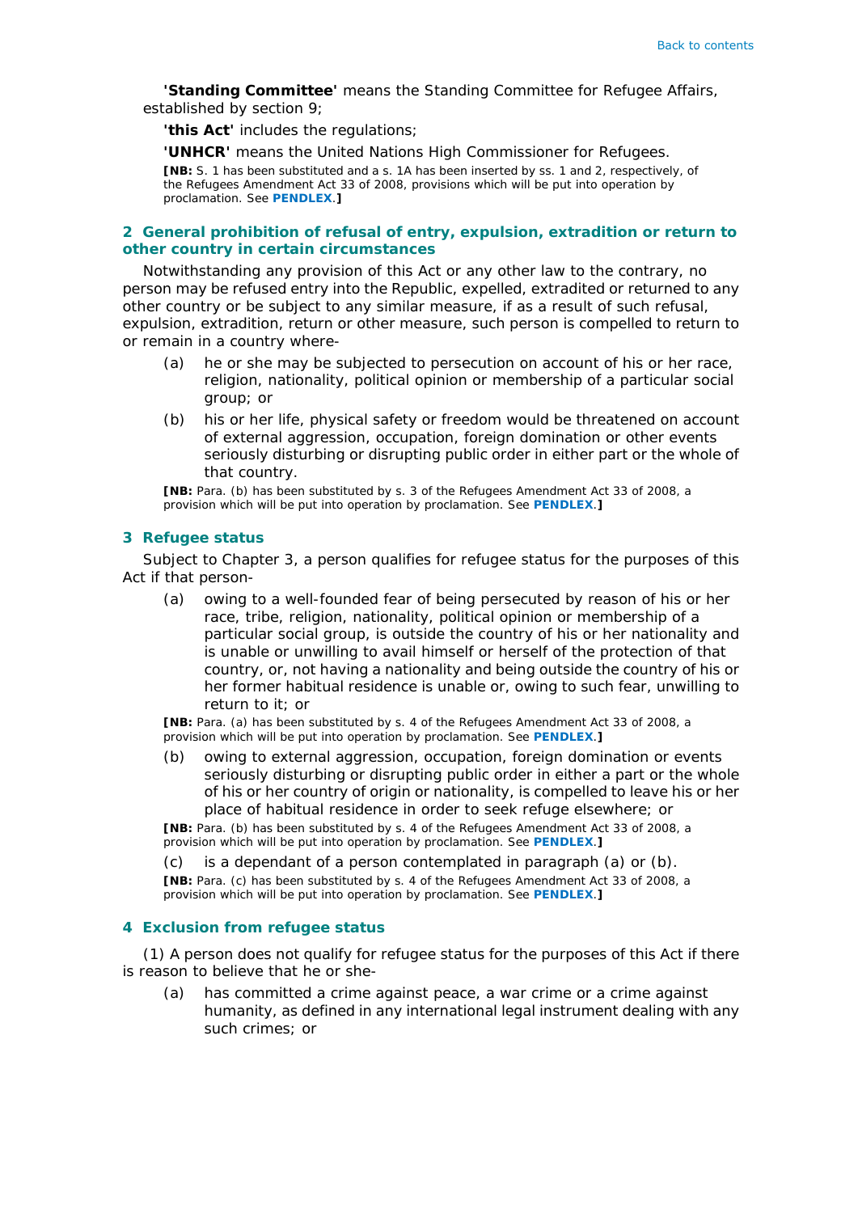**'Standing Committee'** means the Standing Committee for Refugee Affairs, established by section 9;

**'this Act'** includes the regulations;

**'UNHCR'** means the United Nations High Commissioner for Refugees.

**[NB:** S. 1 has been substituted and a s. 1A has been inserted by ss. 1 and 2, respectively, of the Refugees Amendment Act 33 of 2008, provisions which will be put into operation by proclamation. See **PENDLEX**.**]**

## 2 General prohibition of refusal of entry, expulsion, extradition or return to other country in certain circumstances

Notwithstanding any provision of this Act or any other law to the contrary, no person may be refused entry into the Republic, expelled, extradited or returned to any other country or be subject to any similar measure, if as a result of such refusal, expulsion, extradition, return or other measure, such person is compelled to return to or remain in a country where-

(a) he or she may be subjected to persecution on account of his or her race, religion, nationality, political opinion or membership of a particular social group; or

(b) his or her life, physical safety or freedom would be threatened on account of external aggression, occupation, foreign domination or other events seriously disturbing or disrupting public order in either part or the whole of that country.

**[NB:** Para. (b) has been substituted by s. 3 of the Refugees Amendment Act 33 of 2008, a provision which will be put into operation by proclamation. See **PENDLEX**.**]**

## 3 Refugee status

Subject to Chapter 3, a person qualifies for refugee status for the purposes of this Act if that person-

(a) owing to a well-founded fear of being persecuted by reason of his or her race, tribe, religion, nationality, political opinion or membership of a particular social group, is outside the country of his or her nationality and is unable or unwilling to avail himself or herself of the protection of that country, or, not having a nationality and being outside the country of his or her former habitual residence is unable or, owing to such fear, unwilling to return to it; or

**[NB:** Para. (a) has been substituted by s. 4 of the Refugees Amendment Act 33 of 2008, a provision which will be put into operation by proclamation. See **PENDLEX**.**]**

(b) owing to external aggression, occupation, foreign domination or events seriously disturbing or disrupting public order in either a part or the whole of his or her country of origin or nationality, is compelled to leave his or her place of habitual residence in order to seek refuge elsewhere; or

**[NB:** Para. (b) has been substituted by s. 4 of the Refugees Amendment Act 33 of 2008, a provision which will be put into operation by proclamation. See **PENDLEX**.**]**

(c) is a dependant of a person contemplated in paragraph (a) or (b).

**[NB:** Para. (c) has been substituted by s. 4 of the Refugees Amendment Act 33 of 2008, a provision which will be put into operation by proclamation. See **PENDLEX**.**]**

## 4 Exclusion from refugee status

(1) A person does not qualify for refugee status for the purposes of this Act if there is reason to believe that he or she-

(a) has committed a crime against peace, a war crime or a crime against humanity, as defined in any international legal instrument dealing with any such crimes; or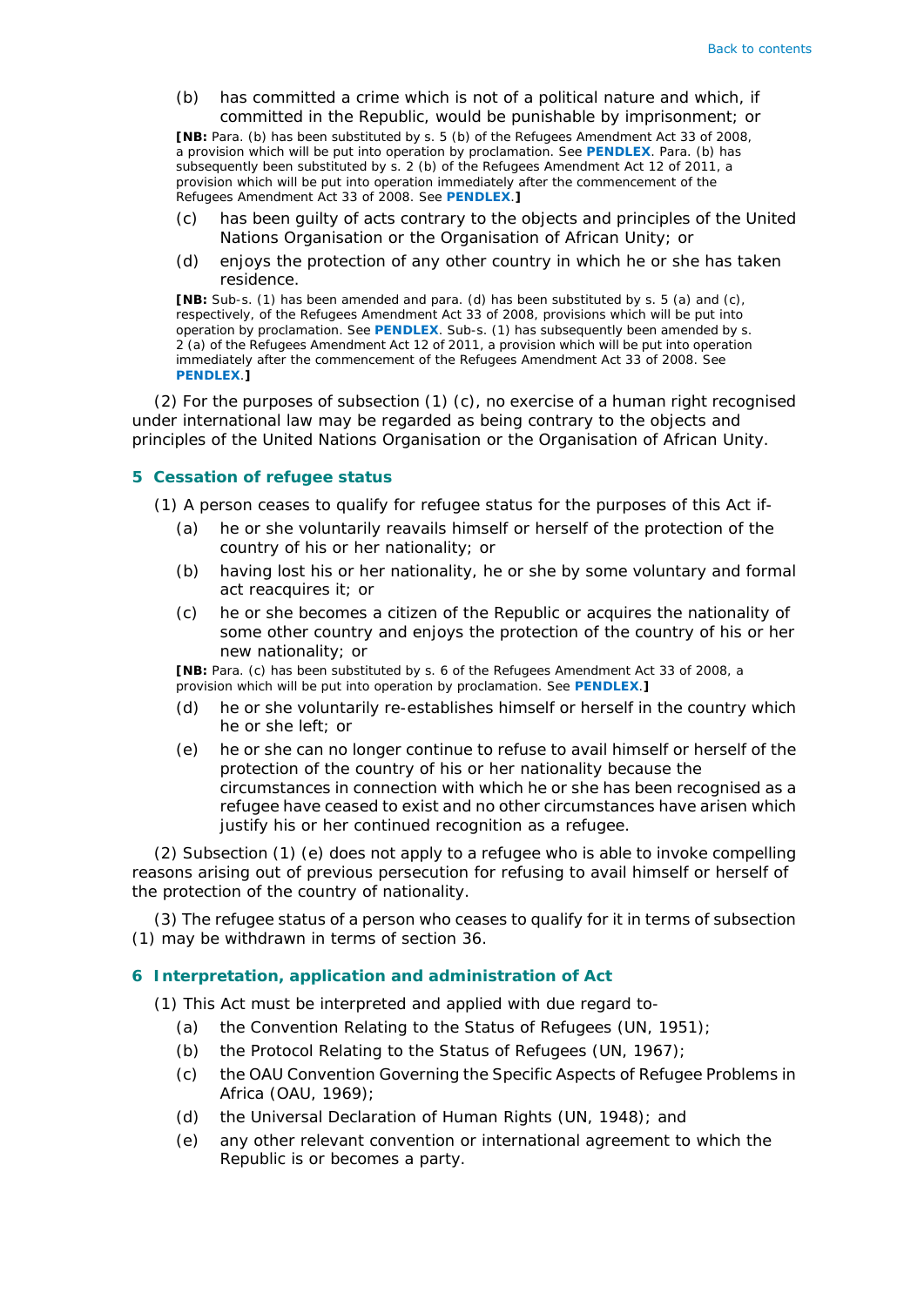(b) has committed a crime which is not of a political nature and which, if committed in the Republic, would be punishable by imprisonment; or

**[NB:** Para. (b) has been substituted by s. 5 (b) of the Refugees Amendment Act 33 of 2008, a provision which will be put into operation by proclamation. See **PENDLEX**. Para. (b) has subsequently been substituted by s. 2 (b) of the Refugees Amendment Act 12 of 2011, a provision which will be put into operation immediately after the commencement of the Refugees Amendment Act 33 of 2008. See **PENDLEX**.**]**

(c) has been guilty of acts contrary to the objects and principles of the United Nations Organisation or the Organisation of African Unity; or

(d) enjoys the protection of any other country in which he or she has taken residence.

**[NB:** Sub-s. (1) has been amended and para. (d) has been substituted by s. 5 (a) and (c), respectively, of the Refugees Amendment Act 33 of 2008, provisions which will be put into operation by proclamation. See **PENDLEX**. Sub-s. (1) has subsequently been amended by s. 2 (a) of the Refugees Amendment Act 12 of 2011, a provision which will be put into operation immediately after the commencement of the Refugees Amendment Act 33 of 2008. See **PENDLEX**.**]**

(2) For the purposes of subsection (1) (c), no exercise of a human right recognised under international law may be regarded as being contrary to the objects and principles of the United Nations Organisation or the Organisation of African Unity.

### 5 Cessation of refugee status

(1) A person ceases to qualify for refugee status for the purposes of this Act if-

(a) he or she voluntarily reavails himself or herself of the protection of the country of his or her nationality; or

(b) having lost his or her nationality, he or she by some voluntary and formal act reacquires it; or

(c) he or she becomes a citizen of the Republic or acquires the nationality of some other country and enjoys the protection of the country of his or her new nationality; or

**[NB:** Para. (c) has been substituted by s. 6 of the Refugees Amendment Act 33 of 2008, a provision which will be put into operation by proclamation. See **PENDLEX**.**]**

(d) he or she voluntarily re-establishes himself or herself in the country which he or she left; or

(e) he or she can no longer continue to refuse to avail himself or herself of the protection of the country of his or her nationality because the circumstances in connection with which he or she has been recognised as a refugee have ceased to exist and no other circumstances have arisen which justify his or her continued recognition as a refugee.

(2) Subsection (1) (e) does not apply to a refugee who is able to invoke compelling reasons arising out of previous persecution for refusing to avail himself or herself of the protection of the country of nationality.

(3) The refugee status of a person who ceases to qualify for it in terms of subsection (1) may be withdrawn in terms of section 36.

### 6 Interpretation, application and administration of Act

(1) This Act must be interpreted and applied with due regard to-

(a) the Convention Relating to the Status of Refugees (UN, 1951);

(b) the Protocol Relating to the Status of Refugees (UN, 1967);

(c) the OAU Convention Governing the Specific Aspects of Refugee Problems in Africa (OAU, 1969);

(d) the Universal Declaration of Human Rights (UN, 1948); and

(e) any other relevant convention or international agreement to which the Republic is or becomes a party.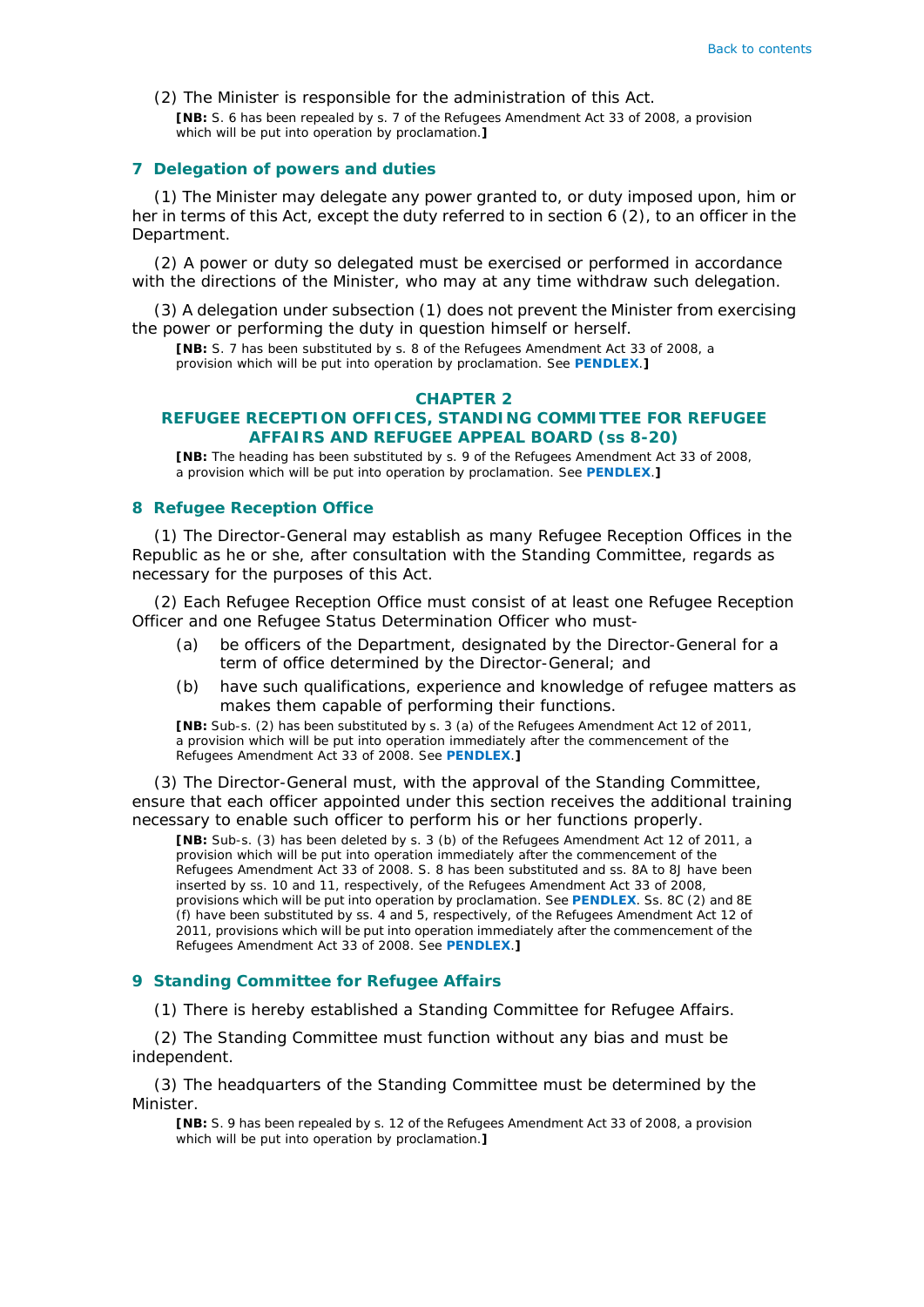(2) The Minister is responsible for the administration of this Act.

**[NB:** S. 6 has been repealed by s. 7 of the Refugees Amendment Act 33 of 2008, a provision which will be put into operation by proclamation.**]**

### 7 Delegation of powers and duties

(1) The Minister may delegate any power granted to, or duty imposed upon, him or her in terms of this Act, except the duty referred to in section 6 (2), to an officer in the Department.

(2) A power or duty so delegated must be exercised or performed in accordance with the directions of the Minister, who may at any time withdraw such delegation.

(3) A delegation under subsection (1) does not prevent the Minister from exercising the power or performing the duty in question himself or herself.

**[NB:** S. 7 has been substituted by s. 8 of the Refugees Amendment Act 33 of 2008, a provision which will be put into operation by proclamation. See **PENDLEX**.**]**

## CHAPTER 2
## REFUGEE RECEPTION OFFICES, STANDING COMMITTEE FOR REFUGEE AFFAIRS AND REFUGEE APPEAL BOARD (ss 8-20)

**[NB:** The heading has been substituted by s. 9 of the Refugees Amendment Act 33 of 2008, a provision which will be put into operation by proclamation. See **PENDLEX**.**]**

### 8 Refugee Reception Office

(1) The Director-General may establish as many Refugee Reception Offices in the Republic as he or she, after consultation with the Standing Committee, regards as necessary for the purposes of this Act.

(2) Each Refugee Reception Office must consist of at least one Refugee Reception Officer and one Refugee Status Determination Officer who must-

(a) be officers of the Department, designated by the Director-General for a term of office determined by the Director-General; and

(b) have such qualifications, experience and knowledge of refugee matters as makes them capable of performing their functions.

**[NB:** Sub-s. (2) has been substituted by s. 3 (a) of the Refugees Amendment Act 12 of 2011, a provision which will be put into operation immediately after the commencement of the Refugees Amendment Act 33 of 2008. See **PENDLEX**.**]**

(3) The Director-General must, with the approval of the Standing Committee, ensure that each officer appointed under this section receives the additional training necessary to enable such officer to perform his or her functions properly.

**[NB:** Sub-s. (3) has been deleted by s. 3 (b) of the Refugees Amendment Act 12 of 2011, a provision which will be put into operation immediately after the commencement of the Refugees Amendment Act 33 of 2008. S. 8 has been substituted and ss. 8A to 8J have been inserted by ss. 10 and 11, respectively, of the Refugees Amendment Act 33 of 2008, provisions which will be put into operation by proclamation. See **PENDLEX**. Ss. 8C (2) and 8E (f) have been substituted by ss. 4 and 5, respectively, of the Refugees Amendment Act 12 of 2011, provisions which will be put into operation immediately after the commencement of the Refugees Amendment Act 33 of 2008. See **PENDLEX**.**]**

### 9 Standing Committee for Refugee Affairs

(1) There is hereby established a Standing Committee for Refugee Affairs.

(2) The Standing Committee must function without any bias and must be independent.

(3) The headquarters of the Standing Committee must be determined by the Minister.

**[NB:** S. 9 has been repealed by s. 12 of the Refugees Amendment Act 33 of 2008, a provision which will be put into operation by proclamation.**]**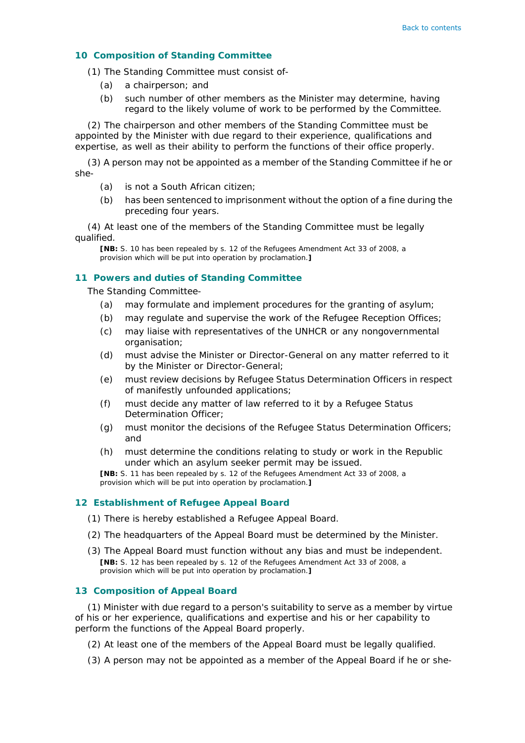### 10 Composition of Standing Committee

(1) The Standing Committee must consist of-

(a) a chairperson; and

(b) such number of other members as the Minister may determine, having regard to the likely volume of work to be performed by the Committee.

(2) The chairperson and other members of the Standing Committee must be appointed by the Minister with due regard to their experience, qualifications and expertise, as well as their ability to perform the functions of their office properly.

(3) A person may not be appointed as a member of the Standing Committee if he or she-

(a) is not a South African citizen;

(b) has been sentenced to imprisonment without the option of a fine during the preceding four years.

(4) At least one of the members of the Standing Committee must be legally qualified.

**[NB:** S. 10 has been repealed by s. 12 of the Refugees Amendment Act 33 of 2008, a provision which will be put into operation by proclamation.**]**

### 11 Powers and duties of Standing Committee

The Standing Committee-

(a) may formulate and implement procedures for the granting of asylum;

(b) may regulate and supervise the work of the Refugee Reception Offices;

(c) may liaise with representatives of the UNHCR or any nongovernmental organisation;

(d) must advise the Minister or Director-General on any matter referred to it by the Minister or Director-General;

(e) must review decisions by Refugee Status Determination Officers in respect of manifestly unfounded applications;

(f) must decide any matter of law referred to it by a Refugee Status Determination Officer;

(g) must monitor the decisions of the Refugee Status Determination Officers; and

(h) must determine the conditions relating to study or work in the Republic under which an asylum seeker permit may be issued.

**[NB:** S. 11 has been repealed by s. 12 of the Refugees Amendment Act 33 of 2008, a provision which will be put into operation by proclamation.**]**

### 12 Establishment of Refugee Appeal Board

(1) There is hereby established a Refugee Appeal Board.

(2) The headquarters of the Appeal Board must be determined by the Minister.

(3) The Appeal Board must function without any bias and must be independent.

**[NB:** S. 12 has been repealed by s. 12 of the Refugees Amendment Act 33 of 2008, a provision which will be put into operation by proclamation.**]**

### 13 Composition of Appeal Board

(1) Minister with due regard to a person's suitability to serve as a member by virtue of his or her experience, qualifications and expertise and his or her capability to perform the functions of the Appeal Board properly.

(2) At least one of the members of the Appeal Board must be legally qualified.

(3) A person may not be appointed as a member of the Appeal Board if he or she-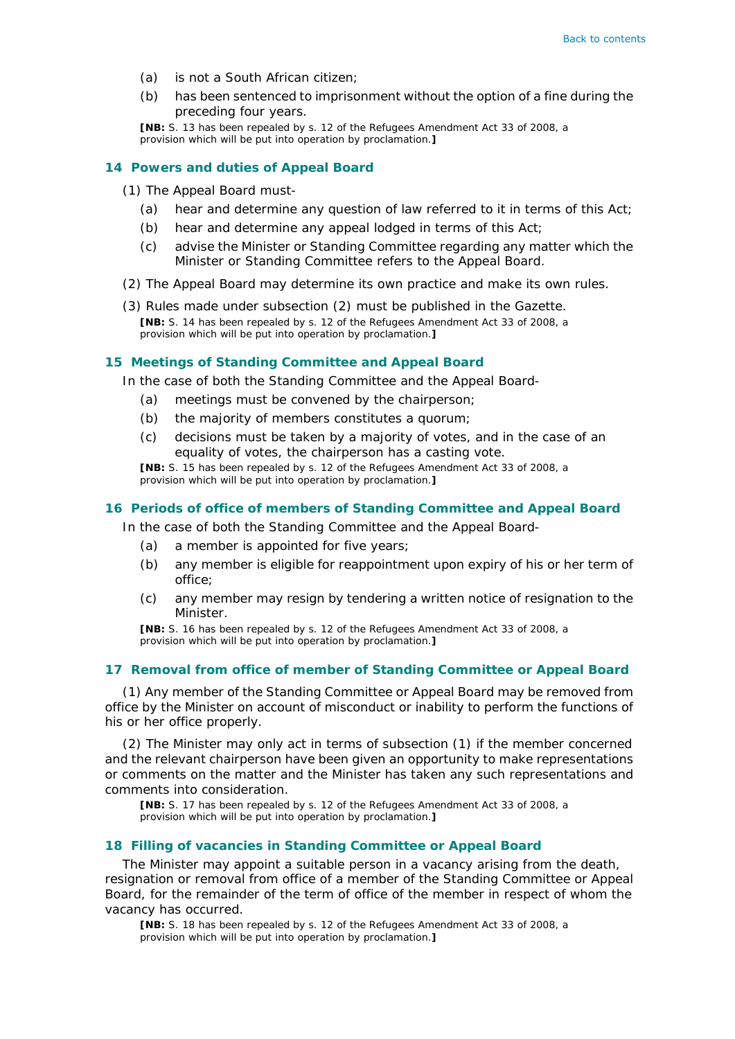(a) is not a South African citizen;

(b) has been sentenced to imprisonment without the option of a fine during the preceding four years.

**[NB:** S. 13 has been repealed by s. 12 of the Refugees Amendment Act 33 of 2008, a provision which will be put into operation by proclamation.**]**

### 14 Powers and duties of Appeal Board

(1) The Appeal Board must-

(a) hear and determine any question of law referred to it in terms of this Act;

(b) hear and determine any appeal lodged in terms of this Act;

(c) advise the Minister or Standing Committee regarding any matter which the Minister or Standing Committee refers to the Appeal Board.

(2) The Appeal Board may determine its own practice and make its own rules.

(3) Rules made under subsection (2) must be published in the Gazette.

**[NB:** S. 14 has been repealed by s. 12 of the Refugees Amendment Act 33 of 2008, a provision which will be put into operation by proclamation.**]**

### 15 Meetings of Standing Committee and Appeal Board

In the case of both the Standing Committee and the Appeal Board-

(a) meetings must be convened by the chairperson;

(b) the majority of members constitutes a quorum;

(c) decisions must be taken by a majority of votes, and in the case of an equality of votes, the chairperson has a casting vote.

**[NB:** S. 15 has been repealed by s. 12 of the Refugees Amendment Act 33 of 2008, a provision which will be put into operation by proclamation.**]**

### 16 Periods of office of members of Standing Committee and Appeal Board

In the case of both the Standing Committee and the Appeal Board-

(a) a member is appointed for five years;

(b) any member is eligible for reappointment upon expiry of his or her term of office;

(c) any member may resign by tendering a written notice of resignation to the Minister.

**[NB:** S. 16 has been repealed by s. 12 of the Refugees Amendment Act 33 of 2008, a provision which will be put into operation by proclamation.**]**

### 17 Removal from office of member of Standing Committee or Appeal Board

(1) Any member of the Standing Committee or Appeal Board may be removed from office by the Minister on account of misconduct or inability to perform the functions of his or her office properly.

(2) The Minister may only act in terms of subsection (1) if the member concerned and the relevant chairperson have been given an opportunity to make representations or comments on the matter and the Minister has taken any such representations and comments into consideration.

**[NB:** S. 17 has been repealed by s. 12 of the Refugees Amendment Act 33 of 2008, a provision which will be put into operation by proclamation.**]**

### 18 Filling of vacancies in Standing Committee or Appeal Board

The Minister may appoint a suitable person in a vacancy arising from the death, resignation or removal from office of a member of the Standing Committee or Appeal Board, for the remainder of the term of office of the member in respect of whom the vacancy has occurred.

**[NB:** S. 18 has been repealed by s. 12 of the Refugees Amendment Act 33 of 2008, a provision which will be put into operation by proclamation.**]**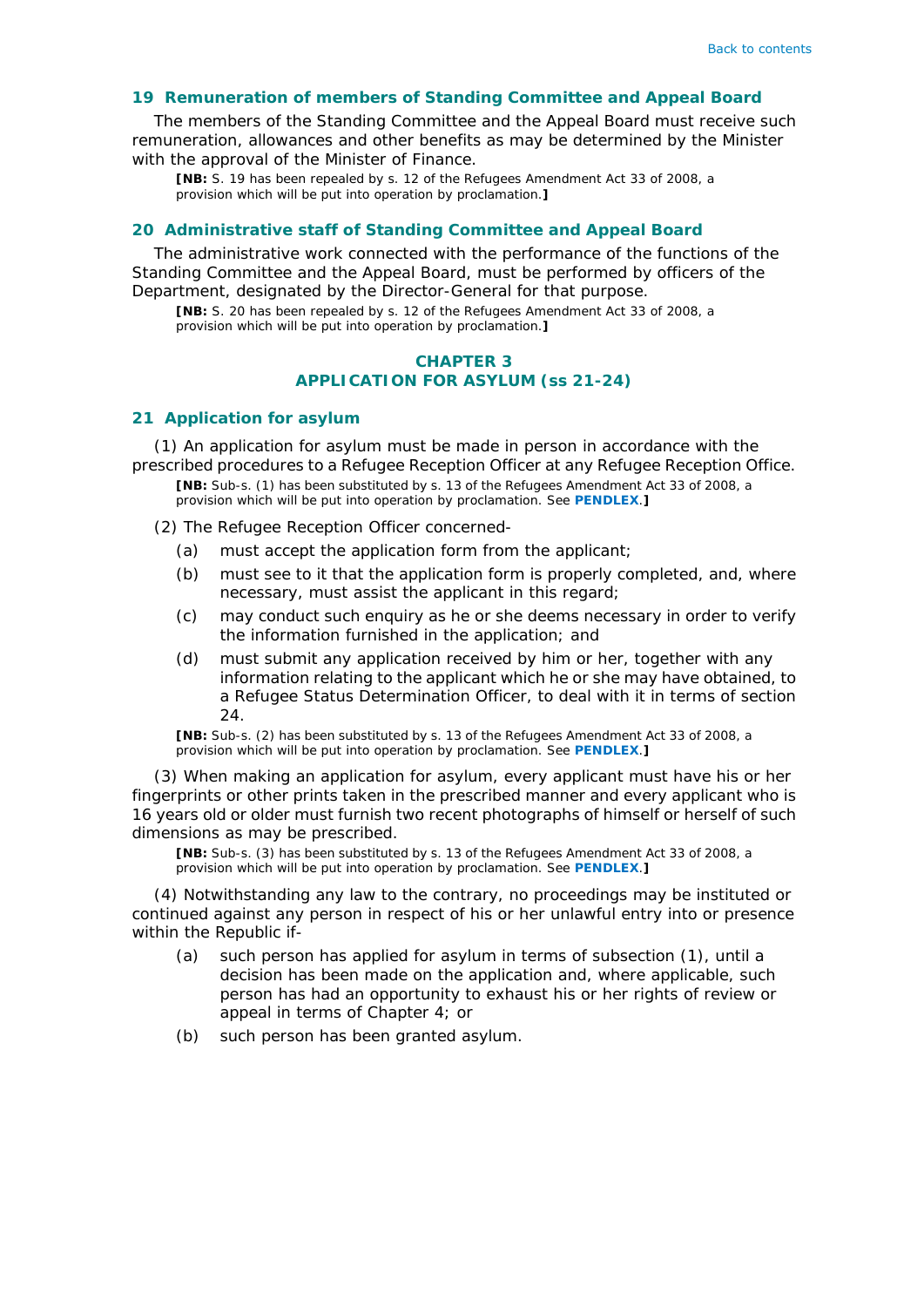### 19 Remuneration of members of Standing Committee and Appeal Board

The members of the Standing Committee and the Appeal Board must receive such remuneration, allowances and other benefits as may be determined by the Minister with the approval of the Minister of Finance.

**[NB:** S. 19 has been repealed by s. 12 of the Refugees Amendment Act 33 of 2008, a provision which will be put into operation by proclamation.**]**

### 20 Administrative staff of Standing Committee and Appeal Board

The administrative work connected with the performance of the functions of the Standing Committee and the Appeal Board, must be performed by officers of the Department, designated by the Director-General for that purpose.

**[NB:** S. 20 has been repealed by s. 12 of the Refugees Amendment Act 33 of 2008, a provision which will be put into operation by proclamation.**]**

## CHAPTER 3
## APPLICATION FOR ASYLUM (ss 21-24)

### 21 Application for asylum

(1) An application for asylum must be made in person in accordance with the prescribed procedures to a Refugee Reception Officer at any Refugee Reception Office.

**[NB:** Sub-s. (1) has been substituted by s. 13 of the Refugees Amendment Act 33 of 2008, a provision which will be put into operation by proclamation. See **PENDLEX**.**]**

(2) The Refugee Reception Officer concerned-

- (a) must accept the application form from the applicant;
- (b) must see to it that the application form is properly completed, and, where necessary, must assist the applicant in this regard;
- (c) may conduct such enquiry as he or she deems necessary in order to verify the information furnished in the application; and
- (d) must submit any application received by him or her, together with any information relating to the applicant which he or she may have obtained, to a Refugee Status Determination Officer, to deal with it in terms of section 24.

**[NB:** Sub-s. (2) has been substituted by s. 13 of the Refugees Amendment Act 33 of 2008, a provision which will be put into operation by proclamation. See **PENDLEX**.**]**

(3) When making an application for asylum, every applicant must have his or her fingerprints or other prints taken in the prescribed manner and every applicant who is 16 years old or older must furnish two recent photographs of himself or herself of such dimensions as may be prescribed.

**[NB:** Sub-s. (3) has been substituted by s. 13 of the Refugees Amendment Act 33 of 2008, a provision which will be put into operation by proclamation. See **PENDLEX**.**]**

(4) Notwithstanding any law to the contrary, no proceedings may be instituted or continued against any person in respect of his or her unlawful entry into or presence within the Republic if-

- (a) such person has applied for asylum in terms of subsection (1), until a decision has been made on the application and, where applicable, such person has had an opportunity to exhaust his or her rights of review or appeal in terms of Chapter 4; or
- (b) such person has been granted asylum.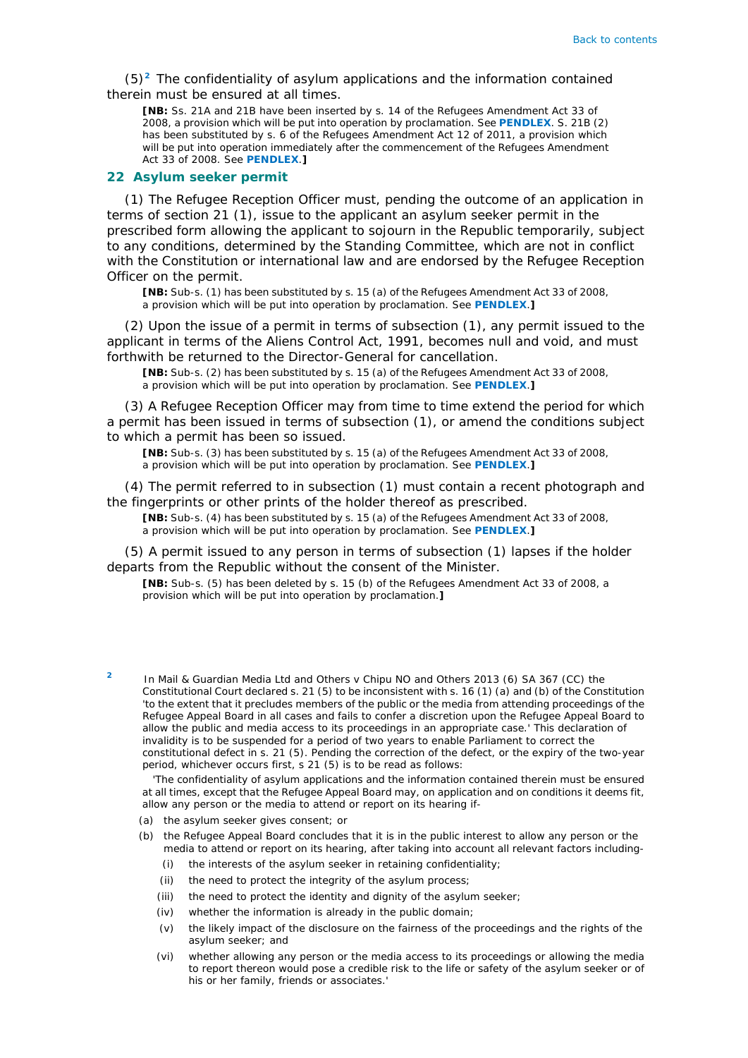(5)[2] The confidentiality of asylum applications and the information contained therein must be ensured at all times.

**[NB:** Ss. 21A and 21B have been inserted by s. 14 of the Refugees Amendment Act 33 of 2008, a provision which will be put into operation by proclamation. See **PENDLEX**. S. 21B (2) has been substituted by s. 6 of the Refugees Amendment Act 12 of 2011, a provision which will be put into operation immediately after the commencement of the Refugees Amendment Act 33 of 2008. See **PENDLEX**.**]**

## 22 Asylum seeker permit

(1) The Refugee Reception Officer must, pending the outcome of an application in terms of section 21 (1), issue to the applicant an asylum seeker permit in the prescribed form allowing the applicant to sojourn in the Republic temporarily, subject to any conditions, determined by the Standing Committee, which are not in conflict with the Constitution or international law and are endorsed by the Refugee Reception Officer on the permit.

**[NB:** Sub-s. (1) has been substituted by s. 15 (a) of the Refugees Amendment Act 33 of 2008, a provision which will be put into operation by proclamation. See **PENDLEX**.**]**

(2) Upon the issue of a permit in terms of subsection (1), any permit issued to the applicant in terms of the Aliens Control Act, 1991, becomes null and void, and must forthwith be returned to the Director-General for cancellation.

**[NB:** Sub-s. (2) has been substituted by s. 15 (a) of the Refugees Amendment Act 33 of 2008, a provision which will be put into operation by proclamation. See **PENDLEX**.**]**

(3) A Refugee Reception Officer may from time to time extend the period for which a permit has been issued in terms of subsection (1), or amend the conditions subject to which a permit has been so issued.

**[NB:** Sub-s. (3) has been substituted by s. 15 (a) of the Refugees Amendment Act 33 of 2008, a provision which will be put into operation by proclamation. See **PENDLEX**.**]**

(4) The permit referred to in subsection (1) must contain a recent photograph and the fingerprints or other prints of the holder thereof as prescribed.

**[NB:** Sub-s. (4) has been substituted by s. 15 (a) of the Refugees Amendment Act 33 of 2008, a provision which will be put into operation by proclamation. See **PENDLEX**.**]**

(5) A permit issued to any person in terms of subsection (1) lapses if the holder departs from the Republic without the consent of the Minister.

**[NB:** Sub-s. (5) has been deleted by s. 15 (b) of the Refugees Amendment Act 33 of 2008, a provision which will be put into operation by proclamation.**]**

---

[2] In Mail & Guardian Media Ltd and Others v Chipu NO and Others 2013 (6) SA 367 (CC) the Constitutional Court declared s. 21 (5) to be inconsistent with s. 16 (1) (a) and (b) of the Constitution 'to the extent that it precludes members of the public or the media from attending proceedings of the Refugee Appeal Board in all cases and fails to confer a discretion upon the Refugee Appeal Board to allow the public and media access to its proceedings in an appropriate case.' This declaration of invalidity is to be suspended for a period of two years to enable Parliament to correct the constitutional defect in s. 21 (5). Pending the correction of the defect, or the expiry of the two-year period, whichever occurs first, s 21 (5) is to be read as follows:

'The confidentiality of asylum applications and the information contained therein must be ensured at all times, except that the Refugee Appeal Board may, on application and on conditions it deems fit, allow any person or the media to attend or report on its hearing if-

(a) the asylum seeker gives consent; or

(b) the Refugee Appeal Board concludes that it is in the public interest to allow any person or the media to attend or report on its hearing, after taking into account all relevant factors including-

  (i) the interests of the asylum seeker in retaining confidentiality;

  (ii) the need to protect the integrity of the asylum process;

  (iii) the need to protect the identity and dignity of the asylum seeker;

  (iv) whether the information is already in the public domain;

  (v) the likely impact of the disclosure on the fairness of the proceedings and the rights of the asylum seeker; and

  (vi) whether allowing any person or the media access to its proceedings or allowing the media to report thereon would pose a credible risk to the life or safety of the asylum seeker or of his or her family, friends or associates.'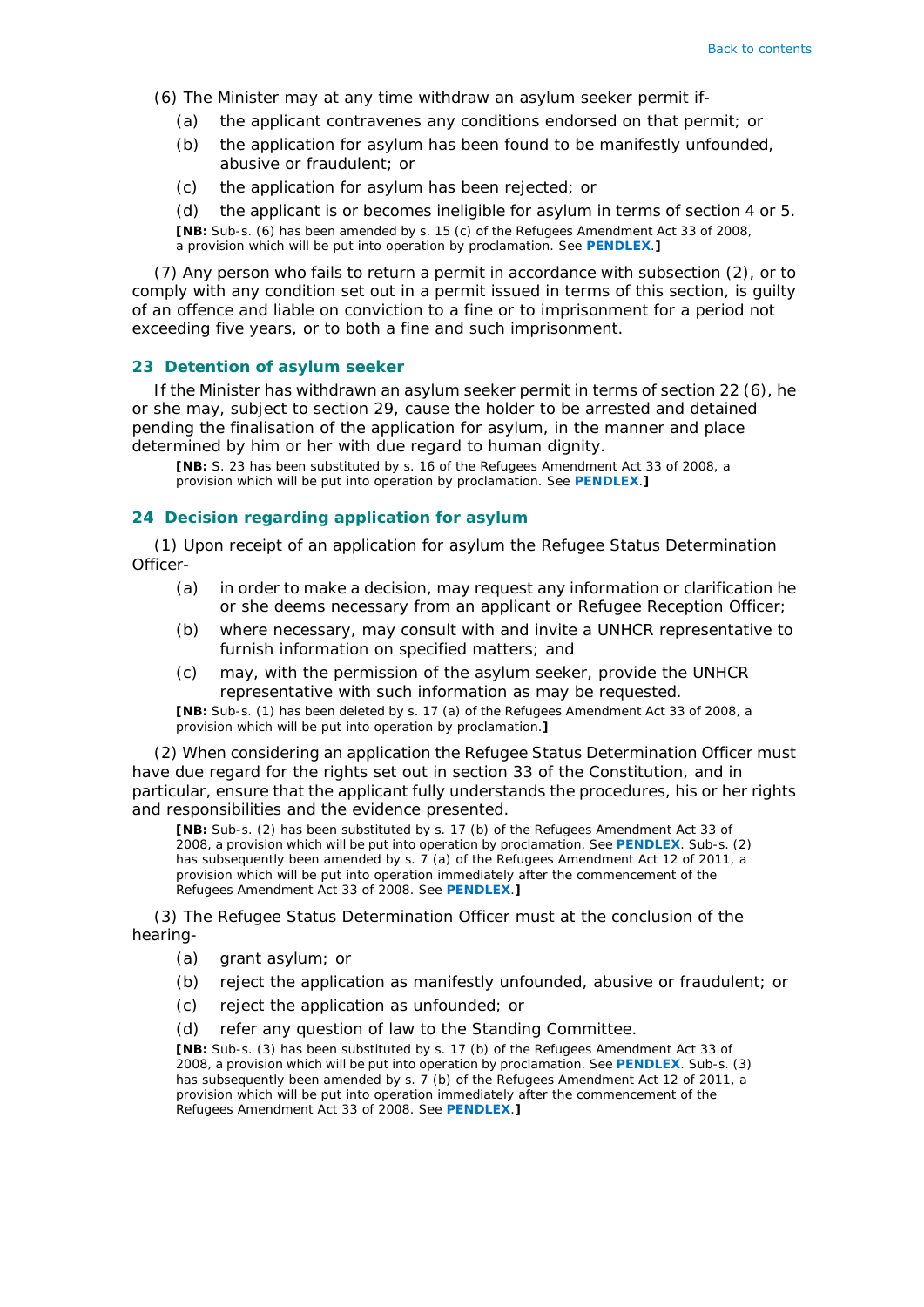(6) The Minister may at any time withdraw an asylum seeker permit if-

(a) the applicant contravenes any conditions endorsed on that permit; or

(b) the application for asylum has been found to be manifestly unfounded, abusive or fraudulent; or

(c) the application for asylum has been rejected; or

(d) the applicant is or becomes ineligible for asylum in terms of section 4 or 5.

**[NB:** Sub-s. (6) has been amended by s. 15 (c) of the Refugees Amendment Act 33 of 2008, a provision which will be put into operation by proclamation. See **PENDLEX**.**]**

(7) Any person who fails to return a permit in accordance with subsection (2), or to comply with any condition set out in a permit issued in terms of this section, is guilty of an offence and liable on conviction to a fine or to imprisonment for a period not exceeding five years, or to both a fine and such imprisonment.

### 23 Detention of asylum seeker

If the Minister has withdrawn an asylum seeker permit in terms of section 22 (6), he or she may, subject to section 29, cause the holder to be arrested and detained pending the finalisation of the application for asylum, in the manner and place determined by him or her with due regard to human dignity.

**[NB:** S. 23 has been substituted by s. 16 of the Refugees Amendment Act 33 of 2008, a provision which will be put into operation by proclamation. See **PENDLEX**.**]**

### 24 Decision regarding application for asylum

(1) Upon receipt of an application for asylum the Refugee Status Determination Officer-

(a) in order to make a decision, may request any information or clarification he or she deems necessary from an applicant or Refugee Reception Officer;

(b) where necessary, may consult with and invite a UNHCR representative to furnish information on specified matters; and

(c) may, with the permission of the asylum seeker, provide the UNHCR representative with such information as may be requested.

**[NB:** Sub-s. (1) has been deleted by s. 17 (a) of the Refugees Amendment Act 33 of 2008, a provision which will be put into operation by proclamation.**]**

(2) When considering an application the Refugee Status Determination Officer must have due regard for the rights set out in section 33 of the Constitution, and in particular, ensure that the applicant fully understands the procedures, his or her rights and responsibilities and the evidence presented.

**[NB:** Sub-s. (2) has been substituted by s. 17 (b) of the Refugees Amendment Act 33 of 2008, a provision which will be put into operation by proclamation. See **PENDLEX**. Sub-s. (2) has subsequently been amended by s. 7 (a) of the Refugees Amendment Act 12 of 2011, a provision which will be put into operation immediately after the commencement of the Refugees Amendment Act 33 of 2008. See **PENDLEX**.**]**

(3) The Refugee Status Determination Officer must at the conclusion of the hearing-

(a) grant asylum; or

(b) reject the application as manifestly unfounded, abusive or fraudulent; or

(c) reject the application as unfounded; or

(d) refer any question of law to the Standing Committee.

**[NB:** Sub-s. (3) has been substituted by s. 17 (b) of the Refugees Amendment Act 33 of 2008, a provision which will be put into operation by proclamation. See **PENDLEX**. Sub-s. (3) has subsequently been amended by s. 7 (b) of the Refugees Amendment Act 12 of 2011, a provision which will be put into operation immediately after the commencement of the Refugees Amendment Act 33 of 2008. See **PENDLEX**.**]**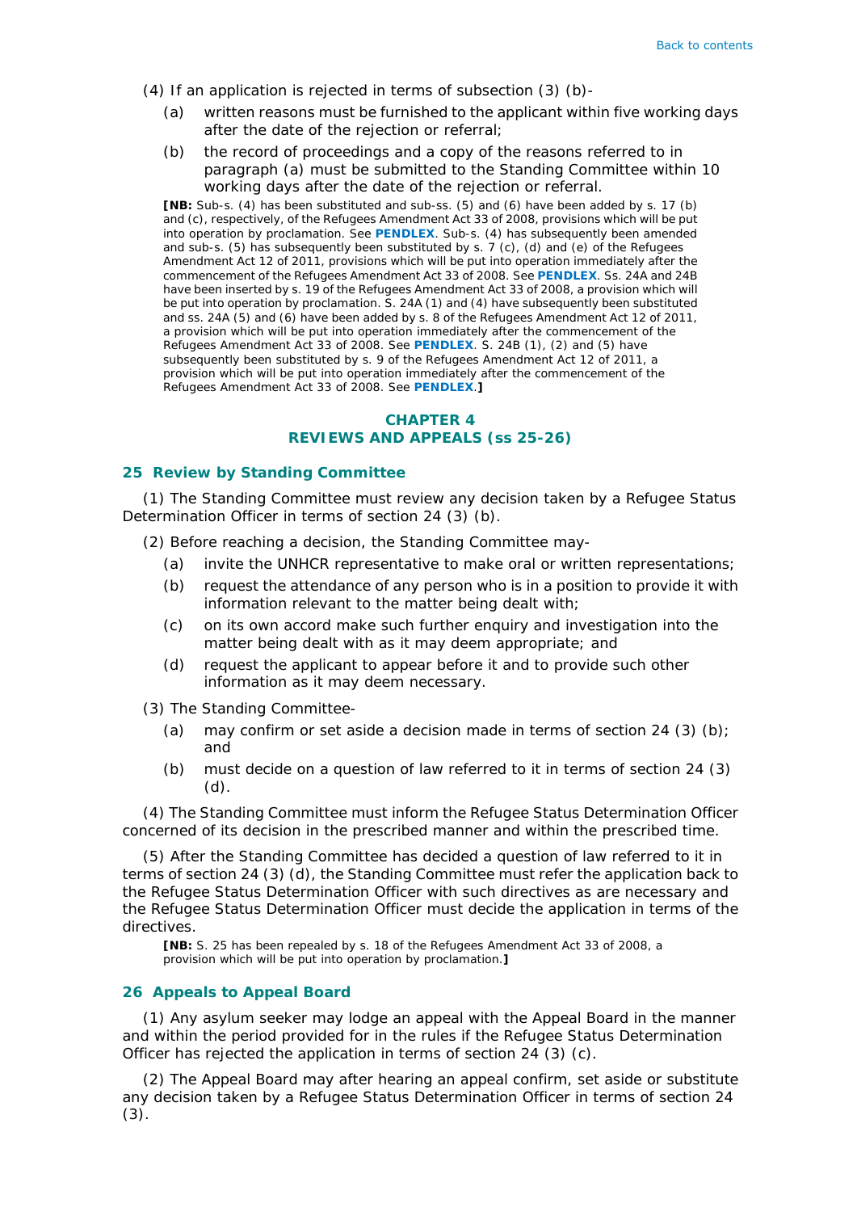(4) If an application is rejected in terms of subsection (3) (b)-

(a) written reasons must be furnished to the applicant within five working days after the date of the rejection or referral;

(b) the record of proceedings and a copy of the reasons referred to in paragraph (a) must be submitted to the Standing Committee within 10 working days after the date of the rejection or referral.

**[NB:** Sub-s. (4) has been substituted and sub-ss. (5) and (6) have been added by s. 17 (b) and (c), respectively, of the Refugees Amendment Act 33 of 2008, provisions which will be put into operation by proclamation. See **PENDLEX**. Sub-s. (4) has subsequently been amended and sub-s. (5) has subsequently been substituted by s. 7 (c), (d) and (e) of the Refugees Amendment Act 12 of 2011, provisions which will be put into operation immediately after the commencement of the Refugees Amendment Act 33 of 2008. See **PENDLEX**. Ss. 24A and 24B have been inserted by s. 19 of the Refugees Amendment Act 33 of 2008, a provision which will be put into operation by proclamation. S. 24A (1) and (4) have subsequently been substituted and ss. 24A (5) and (6) have been added by s. 8 of the Refugees Amendment Act 12 of 2011, a provision which will be put into operation immediately after the commencement of the Refugees Amendment Act 33 of 2008. See **PENDLEX**. S. 24B (1), (2) and (5) have subsequently been substituted by s. 9 of the Refugees Amendment Act 12 of 2011, a provision which will be put into operation immediately after the commencement of the Refugees Amendment Act 33 of 2008. See **PENDLEX**.**]**

## CHAPTER 4
## REVIEWS AND APPEALS (ss 25-26)

### 25 Review by Standing Committee

(1) The Standing Committee must review any decision taken by a Refugee Status Determination Officer in terms of section 24 (3) (b).

(2) Before reaching a decision, the Standing Committee may-

(a) invite the UNHCR representative to make oral or written representations;

(b) request the attendance of any person who is in a position to provide it with information relevant to the matter being dealt with;

(c) on its own accord make such further enquiry and investigation into the matter being dealt with as it may deem appropriate; and

(d) request the applicant to appear before it and to provide such other information as it may deem necessary.

(3) The Standing Committee-

(a) may confirm or set aside a decision made in terms of section 24 (3) (b); and

(b) must decide on a question of law referred to it in terms of section 24 (3) (d).

(4) The Standing Committee must inform the Refugee Status Determination Officer concerned of its decision in the prescribed manner and within the prescribed time.

(5) After the Standing Committee has decided a question of law referred to it in terms of section 24 (3) (d), the Standing Committee must refer the application back to the Refugee Status Determination Officer with such directives as are necessary and the Refugee Status Determination Officer must decide the application in terms of the directives.

**[NB:** S. 25 has been repealed by s. 18 of the Refugees Amendment Act 33 of 2008, a provision which will be put into operation by proclamation.**]**

### 26 Appeals to Appeal Board

(1) Any asylum seeker may lodge an appeal with the Appeal Board in the manner and within the period provided for in the rules if the Refugee Status Determination Officer has rejected the application in terms of section 24 (3) (c).

(2) The Appeal Board may after hearing an appeal confirm, set aside or substitute any decision taken by a Refugee Status Determination Officer in terms of section 24 (3).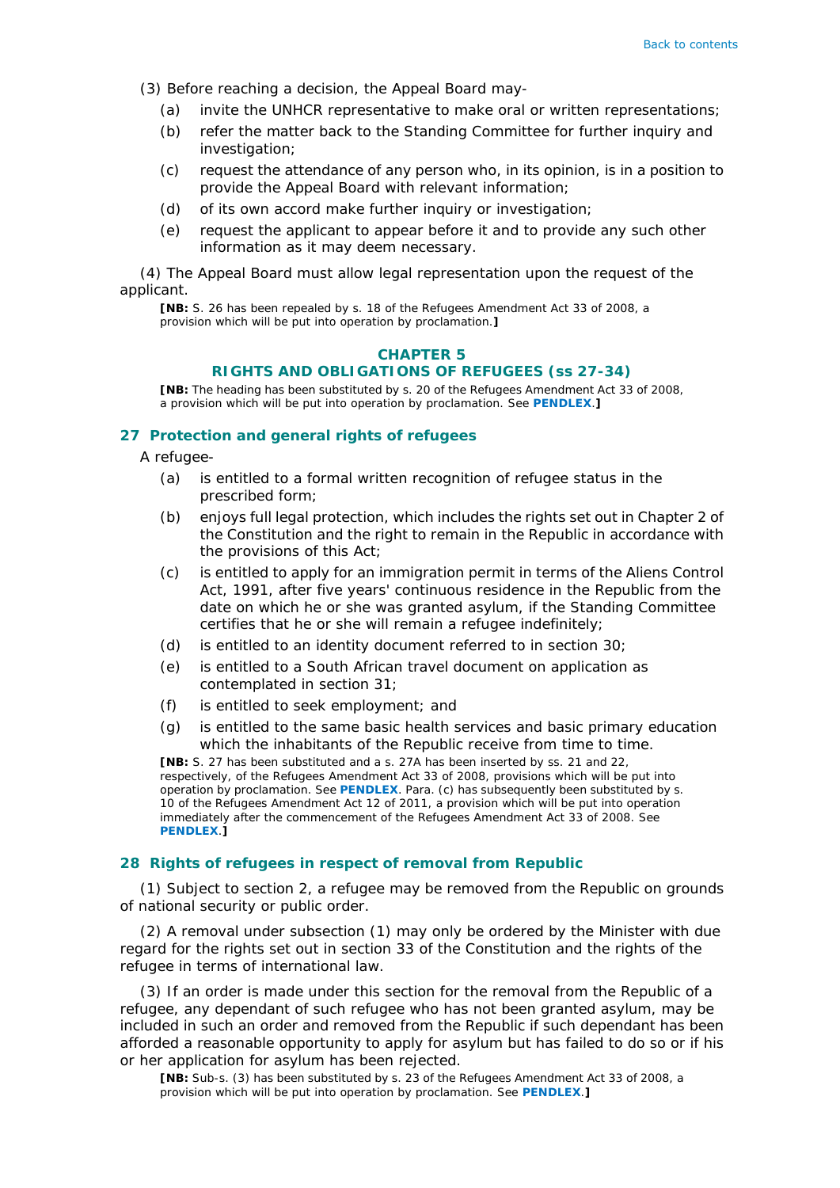(3) Before reaching a decision, the Appeal Board may-

(a) invite the UNHCR representative to make oral or written representations;

(b) refer the matter back to the Standing Committee for further inquiry and investigation;

(c) request the attendance of any person who, in its opinion, is in a position to provide the Appeal Board with relevant information;

(d) of its own accord make further inquiry or investigation;

(e) request the applicant to appear before it and to provide any such other information as it may deem necessary.

(4) The Appeal Board must allow legal representation upon the request of the applicant.

**[NB:** S. 26 has been repealed by s. 18 of the Refugees Amendment Act 33 of 2008, a provision which will be put into operation by proclamation.**]**

## CHAPTER 5
## RIGHTS AND OBLIGATIONS OF REFUGEES (ss 27-34)

**[NB:** The heading has been substituted by s. 20 of the Refugees Amendment Act 33 of 2008, a provision which will be put into operation by proclamation. See **PENDLEX**.**]**

### 27 Protection and general rights of refugees

A refugee-

(a) is entitled to a formal written recognition of refugee status in the prescribed form;

(b) enjoys full legal protection, which includes the rights set out in Chapter 2 of the Constitution and the right to remain in the Republic in accordance with the provisions of this Act;

(c) is entitled to apply for an immigration permit in terms of the Aliens Control Act, 1991, after five years' continuous residence in the Republic from the date on which he or she was granted asylum, if the Standing Committee certifies that he or she will remain a refugee indefinitely;

(d) is entitled to an identity document referred to in section 30;

(e) is entitled to a South African travel document on application as contemplated in section 31;

(f) is entitled to seek employment; and

(g) is entitled to the same basic health services and basic primary education which the inhabitants of the Republic receive from time to time.

**[NB:** S. 27 has been substituted and a s. 27A has been inserted by ss. 21 and 22, respectively, of the Refugees Amendment Act 33 of 2008, provisions which will be put into operation by proclamation. See **PENDLEX**. Para. (c) has subsequently been substituted by s. 10 of the Refugees Amendment Act 12 of 2011, a provision which will be put into operation immediately after the commencement of the Refugees Amendment Act 33 of 2008. See **PENDLEX**.**]**

### 28 Rights of refugees in respect of removal from Republic

(1) Subject to section 2, a refugee may be removed from the Republic on grounds of national security or public order.

(2) A removal under subsection (1) may only be ordered by the Minister with due regard for the rights set out in section 33 of the Constitution and the rights of the refugee in terms of international law.

(3) If an order is made under this section for the removal from the Republic of a refugee, any dependant of such refugee who has not been granted asylum, may be included in such an order and removed from the Republic if such dependant has been afforded a reasonable opportunity to apply for asylum but has failed to do so or if his or her application for asylum has been rejected.

**[NB:** Sub-s. (3) has been substituted by s. 23 of the Refugees Amendment Act 33 of 2008, a provision which will be put into operation by proclamation. See **PENDLEX**.**]**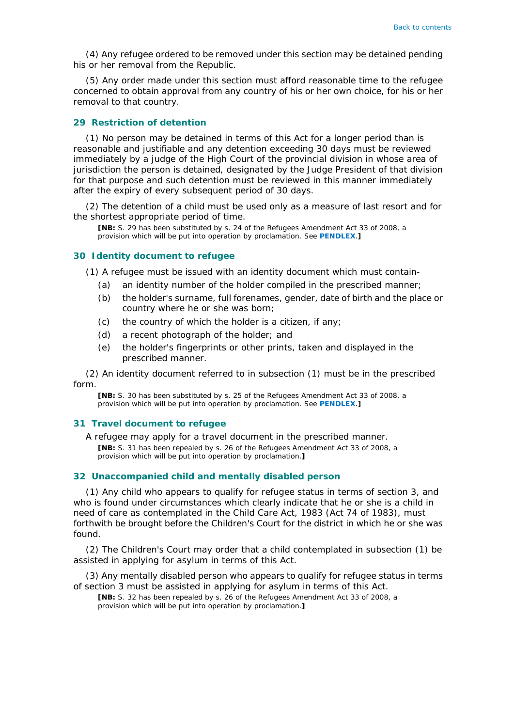(4) Any refugee ordered to be removed under this section may be detained pending his or her removal from the Republic.

(5) Any order made under this section must afford reasonable time to the refugee concerned to obtain approval from any country of his or her own choice, for his or her removal to that country.

### 29 Restriction of detention

(1) No person may be detained in terms of this Act for a longer period than is reasonable and justifiable and any detention exceeding 30 days must be reviewed immediately by a judge of the High Court of the provincial division in whose area of jurisdiction the person is detained, designated by the Judge President of that division for that purpose and such detention must be reviewed in this manner immediately after the expiry of every subsequent period of 30 days.

(2) The detention of a child must be used only as a measure of last resort and for the shortest appropriate period of time.

**[NB:** S. 29 has been substituted by s. 24 of the Refugees Amendment Act 33 of 2008, a provision which will be put into operation by proclamation. See **PENDLEX**.**]**

### 30 Identity document to refugee

(1) A refugee must be issued with an identity document which must contain-

(a) an identity number of the holder compiled in the prescribed manner;

(b) the holder's surname, full forenames, gender, date of birth and the place or country where he or she was born;

(c) the country of which the holder is a citizen, if any;

(d) a recent photograph of the holder; and

(e) the holder's fingerprints or other prints, taken and displayed in the prescribed manner.

(2) An identity document referred to in subsection (1) must be in the prescribed form.

**[NB:** S. 30 has been substituted by s. 25 of the Refugees Amendment Act 33 of 2008, a provision which will be put into operation by proclamation. See **PENDLEX**.**]**

### 31 Travel document to refugee

A refugee may apply for a travel document in the prescribed manner.

**[NB:** S. 31 has been repealed by s. 26 of the Refugees Amendment Act 33 of 2008, a provision which will be put into operation by proclamation.**]**

### 32 Unaccompanied child and mentally disabled person

(1) Any child who appears to qualify for refugee status in terms of section 3, and who is found under circumstances which clearly indicate that he or she is a child in need of care as contemplated in the Child Care Act, 1983 (Act 74 of 1983), must forthwith be brought before the Children's Court for the district in which he or she was found.

(2) The Children's Court may order that a child contemplated in subsection (1) be assisted in applying for asylum in terms of this Act.

(3) Any mentally disabled person who appears to qualify for refugee status in terms of section 3 must be assisted in applying for asylum in terms of this Act.

**[NB:** S. 32 has been repealed by s. 26 of the Refugees Amendment Act 33 of 2008, a provision which will be put into operation by proclamation.**]**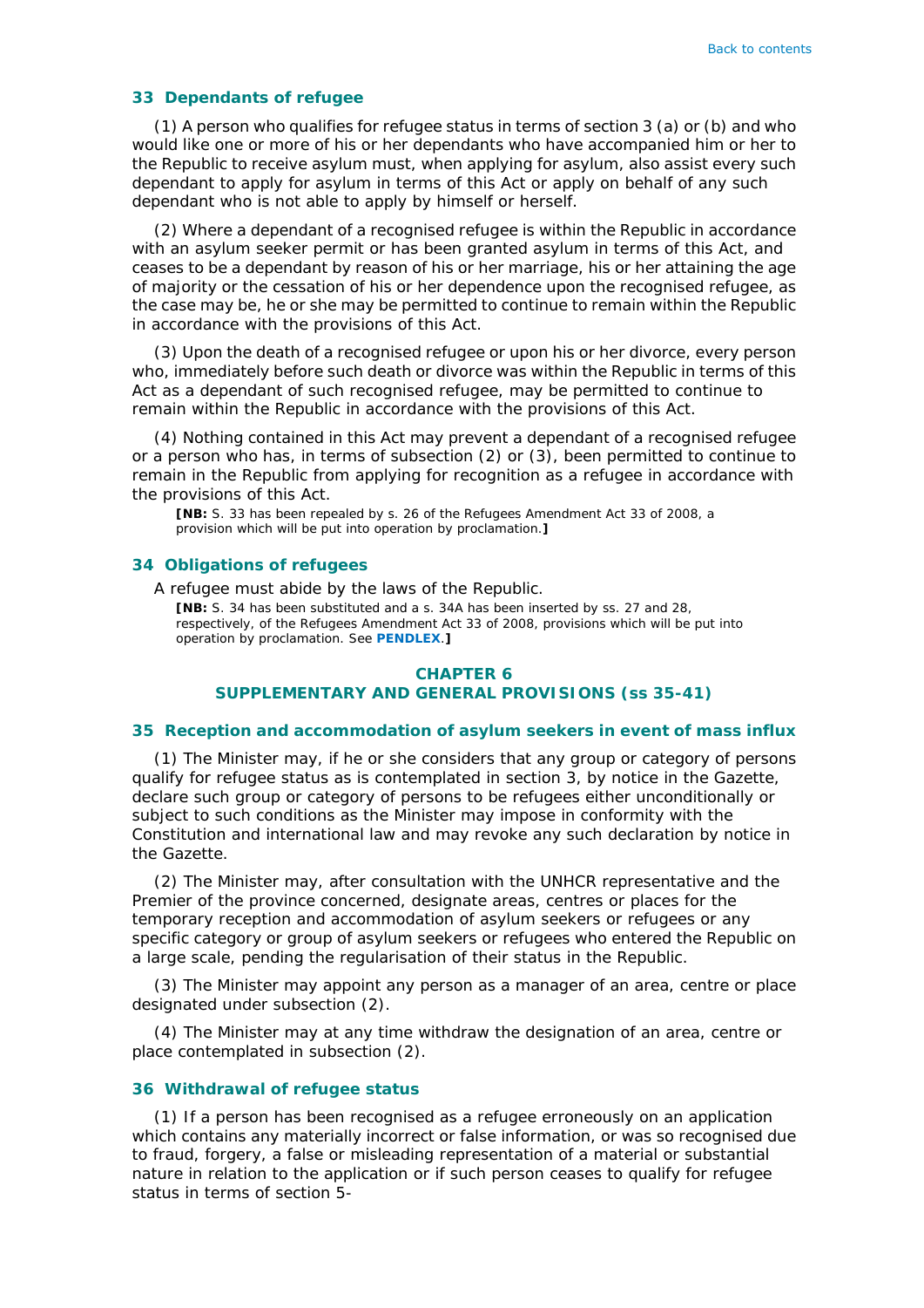### 33 Dependants of refugee

(1) A person who qualifies for refugee status in terms of section 3 (a) or (b) and who would like one or more of his or her dependants who have accompanied him or her to the Republic to receive asylum must, when applying for asylum, also assist every such dependant to apply for asylum in terms of this Act or apply on behalf of any such dependant who is not able to apply by himself or herself.

(2) Where a dependant of a recognised refugee is within the Republic in accordance with an asylum seeker permit or has been granted asylum in terms of this Act, and ceases to be a dependant by reason of his or her marriage, his or her attaining the age of majority or the cessation of his or her dependence upon the recognised refugee, as the case may be, he or she may be permitted to continue to remain within the Republic in accordance with the provisions of this Act.

(3) Upon the death of a recognised refugee or upon his or her divorce, every person who, immediately before such death or divorce was within the Republic in terms of this Act as a dependant of such recognised refugee, may be permitted to continue to remain within the Republic in accordance with the provisions of this Act.

(4) Nothing contained in this Act may prevent a dependant of a recognised refugee or a person who has, in terms of subsection (2) or (3), been permitted to continue to remain in the Republic from applying for recognition as a refugee in accordance with the provisions of this Act.

**[NB:** S. 33 has been repealed by s. 26 of the Refugees Amendment Act 33 of 2008, a provision which will be put into operation by proclamation.**]**

### 34 Obligations of refugees

A refugee must abide by the laws of the Republic.

**[NB:** S. 34 has been substituted and a s. 34A has been inserted by ss. 27 and 28, respectively, of the Refugees Amendment Act 33 of 2008, provisions which will be put into operation by proclamation. See **PENDLEX**.**]**

## CHAPTER 6
## SUPPLEMENTARY AND GENERAL PROVISIONS (ss 35-41)

### 35 Reception and accommodation of asylum seekers in event of mass influx

(1) The Minister may, if he or she considers that any group or category of persons qualify for refugee status as is contemplated in section 3, by notice in the Gazette, declare such group or category of persons to be refugees either unconditionally or subject to such conditions as the Minister may impose in conformity with the Constitution and international law and may revoke any such declaration by notice in the Gazette.

(2) The Minister may, after consultation with the UNHCR representative and the Premier of the province concerned, designate areas, centres or places for the temporary reception and accommodation of asylum seekers or refugees or any specific category or group of asylum seekers or refugees who entered the Republic on a large scale, pending the regularisation of their status in the Republic.

(3) The Minister may appoint any person as a manager of an area, centre or place designated under subsection (2).

(4) The Minister may at any time withdraw the designation of an area, centre or place contemplated in subsection (2).

### 36 Withdrawal of refugee status

(1) If a person has been recognised as a refugee erroneously on an application which contains any materially incorrect or false information, or was so recognised due to fraud, forgery, a false or misleading representation of a material or substantial nature in relation to the application or if such person ceases to qualify for refugee status in terms of section 5-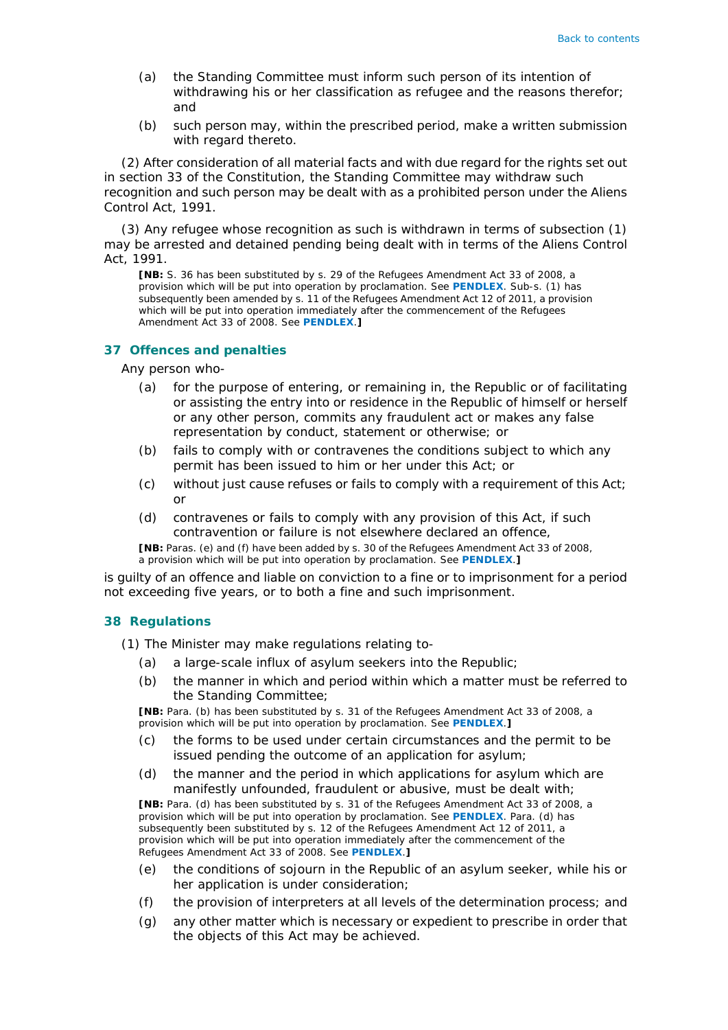(a) the Standing Committee must inform such person of its intention of withdrawing his or her classification as refugee and the reasons therefor; and

(b) such person may, within the prescribed period, make a written submission with regard thereto.

(2) After consideration of all material facts and with due regard for the rights set out in section 33 of the Constitution, the Standing Committee may withdraw such recognition and such person may be dealt with as a prohibited person under the Aliens Control Act, 1991.

(3) Any refugee whose recognition as such is withdrawn in terms of subsection (1) may be arrested and detained pending being dealt with in terms of the Aliens Control Act, 1991.

**[NB:** S. 36 has been substituted by s. 29 of the Refugees Amendment Act 33 of 2008, a provision which will be put into operation by proclamation. See **PENDLEX**. Sub-s. (1) has subsequently been amended by s. 11 of the Refugees Amendment Act 12 of 2011, a provision which will be put into operation immediately after the commencement of the Refugees Amendment Act 33 of 2008. See **PENDLEX**.**]**

### 37 Offences and penalties

Any person who-

(a) for the purpose of entering, or remaining in, the Republic or of facilitating or assisting the entry into or residence in the Republic of himself or herself or any other person, commits any fraudulent act or makes any false representation by conduct, statement or otherwise; or

(b) fails to comply with or contravenes the conditions subject to which any permit has been issued to him or her under this Act; or

(c) without just cause refuses or fails to comply with a requirement of this Act; or

(d) contravenes or fails to comply with any provision of this Act, if such contravention or failure is not elsewhere declared an offence,

**[NB:** Paras. (e) and (f) have been added by s. 30 of the Refugees Amendment Act 33 of 2008, a provision which will be put into operation by proclamation. See **PENDLEX**.**]**

is guilty of an offence and liable on conviction to a fine or to imprisonment for a period not exceeding five years, or to both a fine and such imprisonment.

### 38 Regulations

(1) The Minister may make regulations relating to-

(a) a large-scale influx of asylum seekers into the Republic;

(b) the manner in which and period within which a matter must be referred to the Standing Committee;

**[NB:** Para. (b) has been substituted by s. 31 of the Refugees Amendment Act 33 of 2008, a provision which will be put into operation by proclamation. See **PENDLEX**.**]**

(c) the forms to be used under certain circumstances and the permit to be issued pending the outcome of an application for asylum;

(d) the manner and the period in which applications for asylum which are manifestly unfounded, fraudulent or abusive, must be dealt with;

**[NB:** Para. (d) has been substituted by s. 31 of the Refugees Amendment Act 33 of 2008, a provision which will be put into operation by proclamation. See **PENDLEX**. Para. (d) has subsequently been substituted by s. 12 of the Refugees Amendment Act 12 of 2011, a provision which will be put into operation immediately after the commencement of the Refugees Amendment Act 33 of 2008. See **PENDLEX**.**]**

(e) the conditions of sojourn in the Republic of an asylum seeker, while his or her application is under consideration;

(f) the provision of interpreters at all levels of the determination process; and

(g) any other matter which is necessary or expedient to prescribe in order that the objects of this Act may be achieved.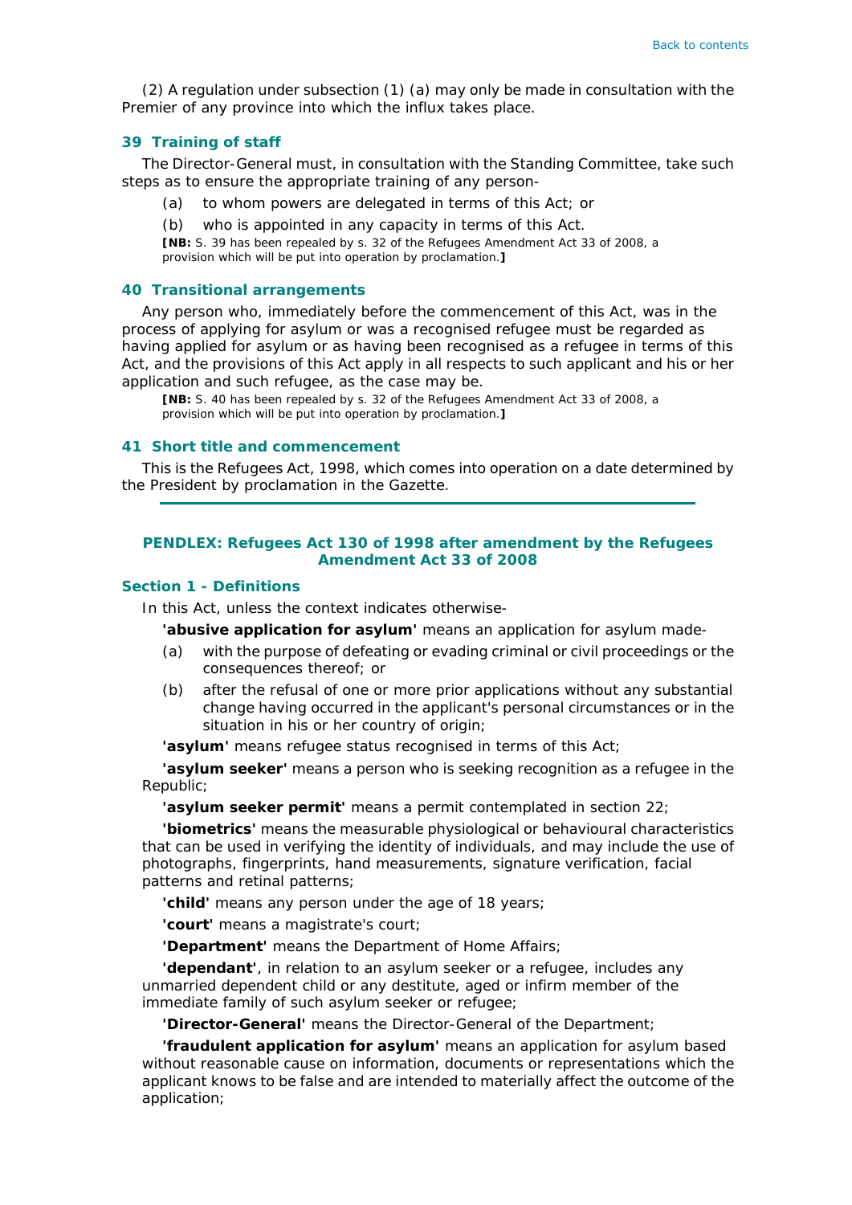(2) A regulation under subsection (1) (a) may only be made in consultation with the Premier of any province into which the influx takes place.

### 39 Training of staff

The Director-General must, in consultation with the Standing Committee, take such steps as to ensure the appropriate training of any person-

(a) to whom powers are delegated in terms of this Act; or

(b) who is appointed in any capacity in terms of this Act.

**[NB:** S. 39 has been repealed by s. 32 of the Refugees Amendment Act 33 of 2008, a provision which will be put into operation by proclamation.**]**

### 40 Transitional arrangements

Any person who, immediately before the commencement of this Act, was in the process of applying for asylum or was a recognised refugee must be regarded as having applied for asylum or as having been recognised as a refugee in terms of this Act, and the provisions of this Act apply in all respects to such applicant and his or her application and such refugee, as the case may be.

**[NB:** S. 40 has been repealed by s. 32 of the Refugees Amendment Act 33 of 2008, a provision which will be put into operation by proclamation.**]**

### 41 Short title and commencement

This is the Refugees Act, 1998, which comes into operation on a date determined by the President by proclamation in the Gazette.

---

## PENDLEX: Refugees Act 130 of 1998 after amendment by the Refugees Amendment Act 33 of 2008

### Section 1 - Definitions

In this Act, unless the context indicates otherwise-

**'abusive application for asylum'** means an application for asylum made-

(a) with the purpose of defeating or evading criminal or civil proceedings or the consequences thereof; or

(b) after the refusal of one or more prior applications without any substantial change having occurred in the applicant's personal circumstances or in the situation in his or her country of origin;

**'asylum'** means refugee status recognised in terms of this Act;

**'asylum seeker'** means a person who is seeking recognition as a refugee in the Republic;

**'asylum seeker permit'** means a permit contemplated in section 22;

**'biometrics'** means the measurable physiological or behavioural characteristics that can be used in verifying the identity of individuals, and may include the use of photographs, fingerprints, hand measurements, signature verification, facial patterns and retinal patterns;

**'child'** means any person under the age of 18 years;

**'court'** means a magistrate's court;

**'Department'** means the Department of Home Affairs;

**'dependant'**, in relation to an asylum seeker or a refugee, includes any unmarried dependent child or any destitute, aged or infirm member of the immediate family of such asylum seeker or refugee;

**'Director-General'** means the Director-General of the Department;

**'fraudulent application for asylum'** means an application for asylum based without reasonable cause on information, documents or representations which the applicant knows to be false and are intended to materially affect the outcome of the application;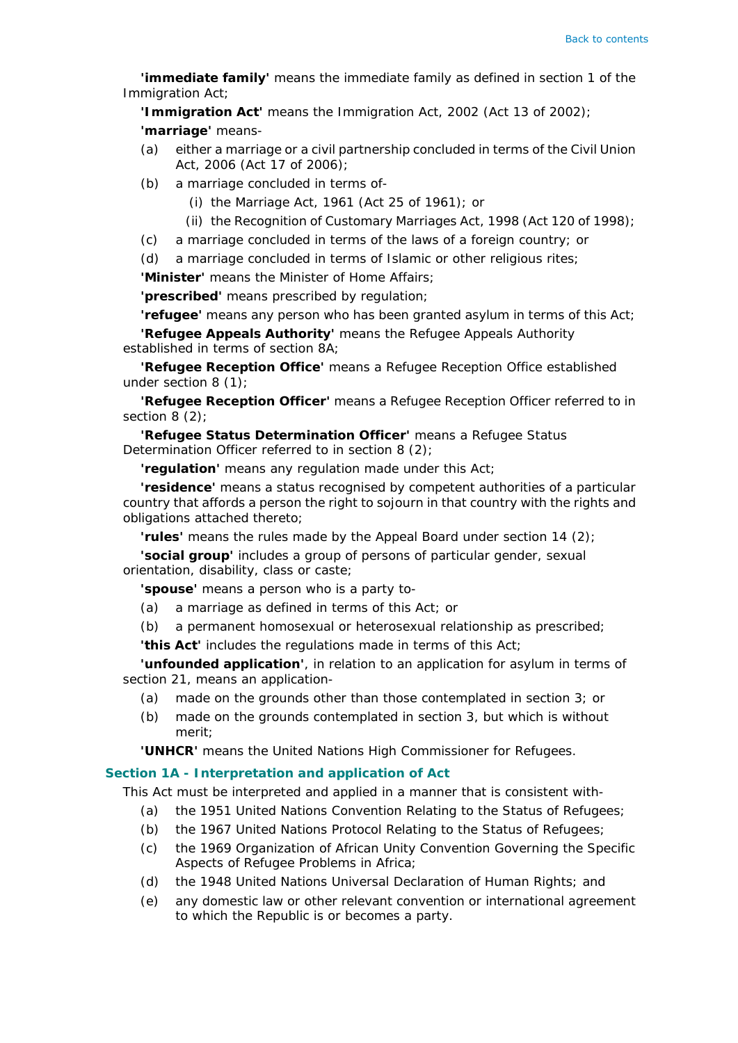**'immediate family'** means the immediate family as defined in section 1 of the Immigration Act;

**'Immigration Act'** means the Immigration Act, 2002 (Act 13 of 2002);

**'marriage'** means-

(a) either a marriage or a civil partnership concluded in terms of the Civil Union Act, 2006 (Act 17 of 2006);

(b) a marriage concluded in terms of-

(i) the Marriage Act, 1961 (Act 25 of 1961); or

(ii) the Recognition of Customary Marriages Act, 1998 (Act 120 of 1998);

(c) a marriage concluded in terms of the laws of a foreign country; or

(d) a marriage concluded in terms of Islamic or other religious rites;

**'Minister'** means the Minister of Home Affairs;

**'prescribed'** means prescribed by regulation;

**'refugee'** means any person who has been granted asylum in terms of this Act;

**'Refugee Appeals Authority'** means the Refugee Appeals Authority established in terms of section 8A;

**'Refugee Reception Office'** means a Refugee Reception Office established under section 8 (1);

**'Refugee Reception Officer'** means a Refugee Reception Officer referred to in section 8 (2);

**'Refugee Status Determination Officer'** means a Refugee Status Determination Officer referred to in section 8 (2);

**'regulation'** means any regulation made under this Act;

**'residence'** means a status recognised by competent authorities of a particular country that affords a person the right to sojourn in that country with the rights and obligations attached thereto;

**'rules'** means the rules made by the Appeal Board under section 14 (2);

**'social group'** includes a group of persons of particular gender, sexual orientation, disability, class or caste;

**'spouse'** means a person who is a party to-

(a) a marriage as defined in terms of this Act; or

(b) a permanent homosexual or heterosexual relationship as prescribed;

**'this Act'** includes the regulations made in terms of this Act;

**'unfounded application'**, in relation to an application for asylum in terms of section 21, means an application-

(a) made on the grounds other than those contemplated in section 3; or

(b) made on the grounds contemplated in section 3, but which is without merit;

**'UNHCR'** means the United Nations High Commissioner for Refugees.

### Section 1A - Interpretation and application of Act

This Act must be interpreted and applied in a manner that is consistent with-

(a) the 1951 United Nations Convention Relating to the Status of Refugees;

(b) the 1967 United Nations Protocol Relating to the Status of Refugees;

(c) the 1969 Organization of African Unity Convention Governing the Specific Aspects of Refugee Problems in Africa;

(d) the 1948 United Nations Universal Declaration of Human Rights; and

(e) any domestic law or other relevant convention or international agreement to which the Republic is or becomes a party.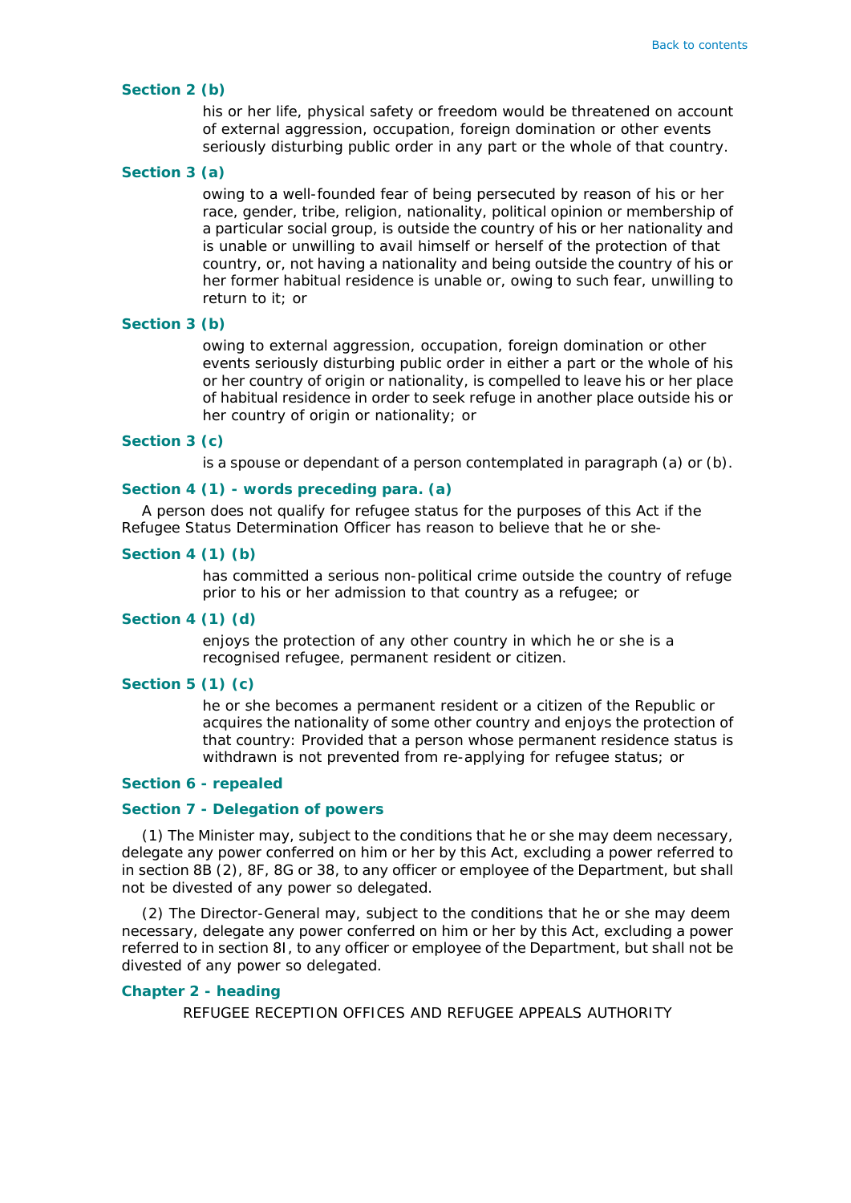#### Section 2 (b)

his or her life, physical safety or freedom would be threatened on account of external aggression, occupation, foreign domination or other events seriously disturbing public order in any part or the whole of that country.

#### Section 3 (a)

owing to a well-founded fear of being persecuted by reason of his or her race, gender, tribe, religion, nationality, political opinion or membership of a particular social group, is outside the country of his or her nationality and is unable or unwilling to avail himself or herself of the protection of that country, or, not having a nationality and being outside the country of his or her former habitual residence is unable or, owing to such fear, unwilling to return to it; or

#### Section 3 (b)

owing to external aggression, occupation, foreign domination or other events seriously disturbing public order in either a part or the whole of his or her country of origin or nationality, is compelled to leave his or her place of habitual residence in order to seek refuge in another place outside his or her country of origin or nationality; or

#### Section 3 (c)

is a spouse or dependant of a person contemplated in paragraph (a) or (b).

#### Section 4 (1) - words preceding para. (a)

A person does not qualify for refugee status for the purposes of this Act if the Refugee Status Determination Officer has reason to believe that he or she-

#### Section 4 (1) (b)

has committed a serious non-political crime outside the country of refuge prior to his or her admission to that country as a refugee; or

#### Section 4 (1) (d)

enjoys the protection of any other country in which he or she is a recognised refugee, permanent resident or citizen.

#### Section 5 (1) (c)

he or she becomes a permanent resident or a citizen of the Republic or acquires the nationality of some other country and enjoys the protection of that country: Provided that a person whose permanent residence status is withdrawn is not prevented from re-applying for refugee status; or

#### Section 6 - repealed

#### Section 7 - Delegation of powers

(1) The Minister may, subject to the conditions that he or she may deem necessary, delegate any power conferred on him or her by this Act, excluding a power referred to in section 8B (2), 8F, 8G or 38, to any officer or employee of the Department, but shall not be divested of any power so delegated.

(2) The Director-General may, subject to the conditions that he or she may deem necessary, delegate any power conferred on him or her by this Act, excluding a power referred to in section 8I, to any officer or employee of the Department, but shall not be divested of any power so delegated.

#### Chapter 2 - heading

REFUGEE RECEPTION OFFICES AND REFUGEE APPEALS AUTHORITY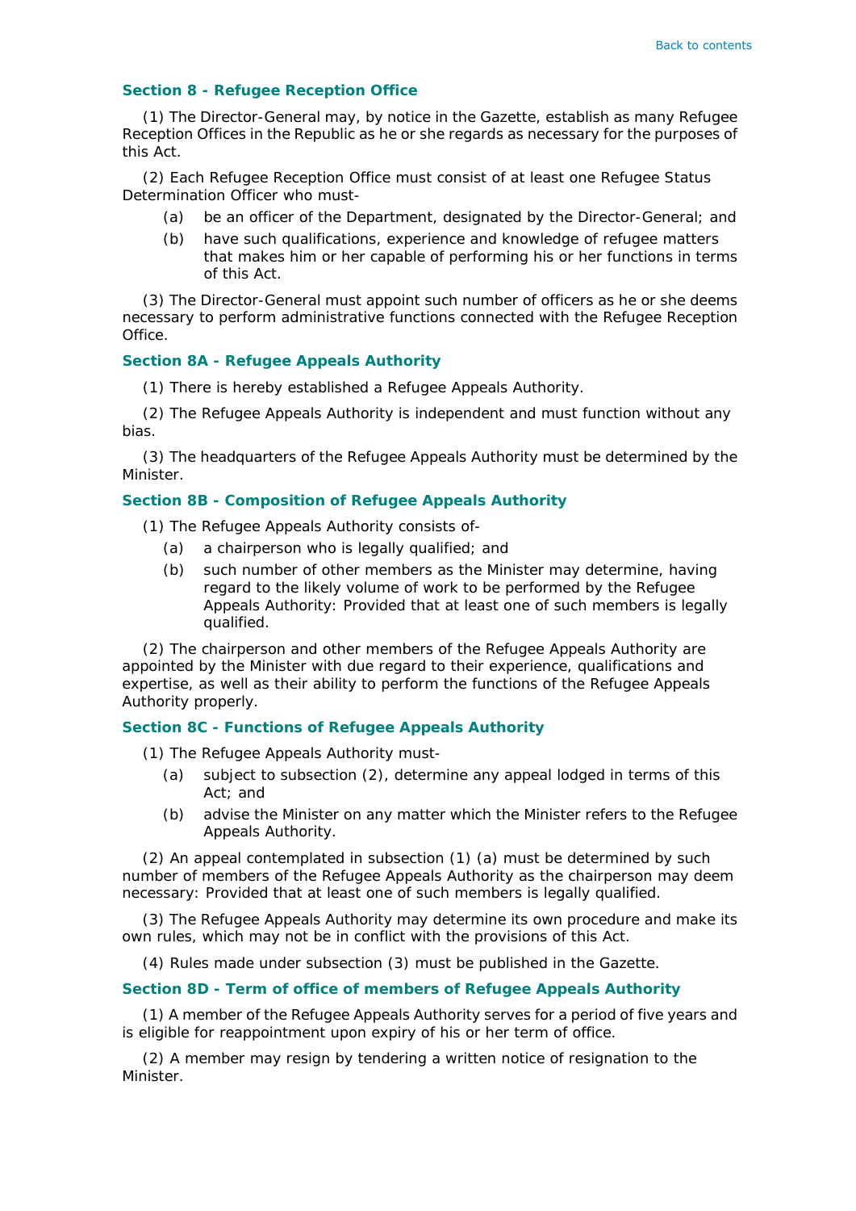### Section 8 - Refugee Reception Office

(1) The Director-General may, by notice in the Gazette, establish as many Refugee Reception Offices in the Republic as he or she regards as necessary for the purposes of this Act.

(2) Each Refugee Reception Office must consist of at least one Refugee Status Determination Officer who must-

(a) be an officer of the Department, designated by the Director-General; and

(b) have such qualifications, experience and knowledge of refugee matters that makes him or her capable of performing his or her functions in terms of this Act.

(3) The Director-General must appoint such number of officers as he or she deems necessary to perform administrative functions connected with the Refugee Reception Office.

### Section 8A - Refugee Appeals Authority

(1) There is hereby established a Refugee Appeals Authority.

(2) The Refugee Appeals Authority is independent and must function without any bias.

(3) The headquarters of the Refugee Appeals Authority must be determined by the Minister.

### Section 8B - Composition of Refugee Appeals Authority

(1) The Refugee Appeals Authority consists of-

(a) a chairperson who is legally qualified; and

(b) such number of other members as the Minister may determine, having regard to the likely volume of work to be performed by the Refugee Appeals Authority: Provided that at least one of such members is legally qualified.

(2) The chairperson and other members of the Refugee Appeals Authority are appointed by the Minister with due regard to their experience, qualifications and expertise, as well as their ability to perform the functions of the Refugee Appeals Authority properly.

### Section 8C - Functions of Refugee Appeals Authority

(1) The Refugee Appeals Authority must-

(a) subject to subsection (2), determine any appeal lodged in terms of this Act; and

(b) advise the Minister on any matter which the Minister refers to the Refugee Appeals Authority.

(2) An appeal contemplated in subsection (1) (a) must be determined by such number of members of the Refugee Appeals Authority as the chairperson may deem necessary: Provided that at least one of such members is legally qualified.

(3) The Refugee Appeals Authority may determine its own procedure and make its own rules, which may not be in conflict with the provisions of this Act.

(4) Rules made under subsection (3) must be published in the Gazette.

### Section 8D - Term of office of members of Refugee Appeals Authority

(1) A member of the Refugee Appeals Authority serves for a period of five years and is eligible for reappointment upon expiry of his or her term of office.

(2) A member may resign by tendering a written notice of resignation to the Minister.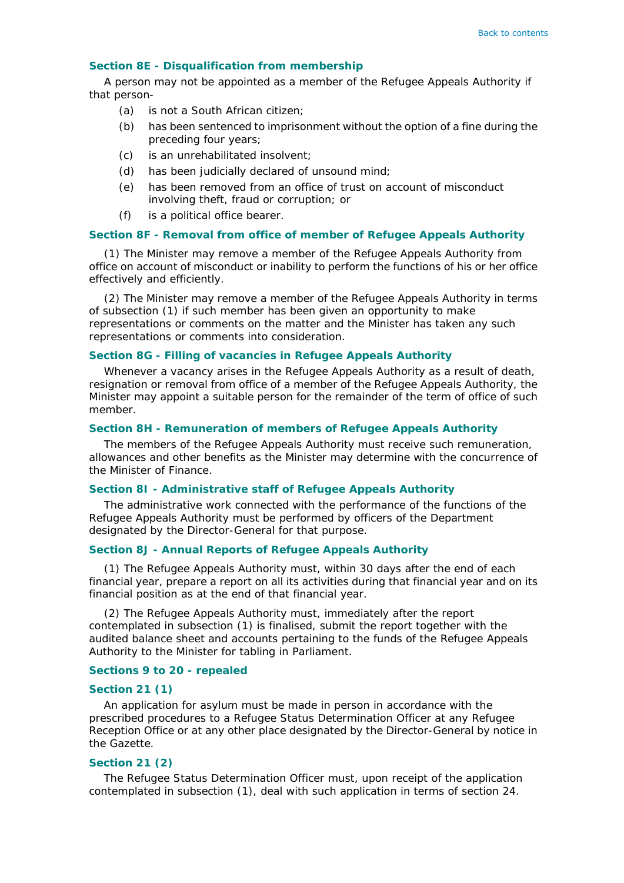### Section 8E - Disqualification from membership

A person may not be appointed as a member of the Refugee Appeals Authority if that person-

(a) is not a South African citizen;

(b) has been sentenced to imprisonment without the option of a fine during the preceding four years;

(c) is an unrehabilitated insolvent;

(d) has been judicially declared of unsound mind;

(e) has been removed from an office of trust on account of misconduct involving theft, fraud or corruption; or

(f) is a political office bearer.

### Section 8F - Removal from office of member of Refugee Appeals Authority

(1) The Minister may remove a member of the Refugee Appeals Authority from office on account of misconduct or inability to perform the functions of his or her office effectively and efficiently.

(2) The Minister may remove a member of the Refugee Appeals Authority in terms of subsection (1) if such member has been given an opportunity to make representations or comments on the matter and the Minister has taken any such representations or comments into consideration.

### Section 8G - Filling of vacancies in Refugee Appeals Authority

Whenever a vacancy arises in the Refugee Appeals Authority as a result of death, resignation or removal from office of a member of the Refugee Appeals Authority, the Minister may appoint a suitable person for the remainder of the term of office of such member.

### Section 8H - Remuneration of members of Refugee Appeals Authority

The members of the Refugee Appeals Authority must receive such remuneration, allowances and other benefits as the Minister may determine with the concurrence of the Minister of Finance.

### Section 8I - Administrative staff of Refugee Appeals Authority

The administrative work connected with the performance of the functions of the Refugee Appeals Authority must be performed by officers of the Department designated by the Director-General for that purpose.

### Section 8J - Annual Reports of Refugee Appeals Authority

(1) The Refugee Appeals Authority must, within 30 days after the end of each financial year, prepare a report on all its activities during that financial year and on its financial position as at the end of that financial year.

(2) The Refugee Appeals Authority must, immediately after the report contemplated in subsection (1) is finalised, submit the report together with the audited balance sheet and accounts pertaining to the funds of the Refugee Appeals Authority to the Minister for tabling in Parliament.

### Sections 9 to 20 - repealed

### Section 21 (1)

An application for asylum must be made in person in accordance with the prescribed procedures to a Refugee Status Determination Officer at any Refugee Reception Office or at any other place designated by the Director-General by notice in the Gazette.

### Section 21 (2)

The Refugee Status Determination Officer must, upon receipt of the application contemplated in subsection (1), deal with such application in terms of section 24.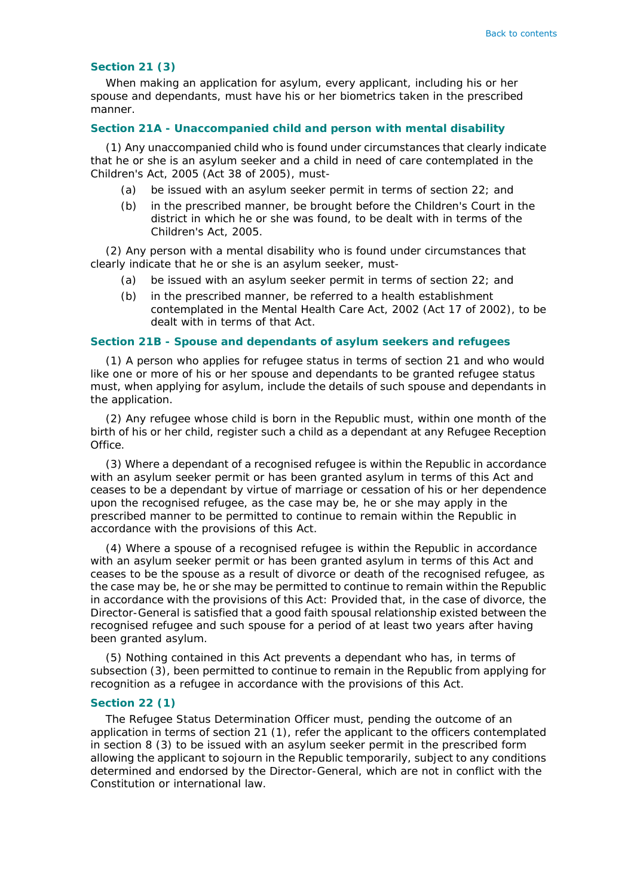### Section 21 (3)

When making an application for asylum, every applicant, including his or her spouse and dependants, must have his or her biometrics taken in the prescribed manner.

### Section 21A - Unaccompanied child and person with mental disability

(1) Any unaccompanied child who is found under circumstances that clearly indicate that he or she is an asylum seeker and a child in need of care contemplated in the Children's Act, 2005 (Act 38 of 2005), must-

(a) be issued with an asylum seeker permit in terms of section 22; and

(b) in the prescribed manner, be brought before the Children's Court in the district in which he or she was found, to be dealt with in terms of the Children's Act, 2005.

(2) Any person with a mental disability who is found under circumstances that clearly indicate that he or she is an asylum seeker, must-

(a) be issued with an asylum seeker permit in terms of section 22; and

(b) in the prescribed manner, be referred to a health establishment contemplated in the Mental Health Care Act, 2002 (Act 17 of 2002), to be dealt with in terms of that Act.

### Section 21B - Spouse and dependants of asylum seekers and refugees

(1) A person who applies for refugee status in terms of section 21 and who would like one or more of his or her spouse and dependants to be granted refugee status must, when applying for asylum, include the details of such spouse and dependants in the application.

(2) Any refugee whose child is born in the Republic must, within one month of the birth of his or her child, register such a child as a dependant at any Refugee Reception Office.

(3) Where a dependant of a recognised refugee is within the Republic in accordance with an asylum seeker permit or has been granted asylum in terms of this Act and ceases to be a dependant by virtue of marriage or cessation of his or her dependence upon the recognised refugee, as the case may be, he or she may apply in the prescribed manner to be permitted to continue to remain within the Republic in accordance with the provisions of this Act.

(4) Where a spouse of a recognised refugee is within the Republic in accordance with an asylum seeker permit or has been granted asylum in terms of this Act and ceases to be the spouse as a result of divorce or death of the recognised refugee, as the case may be, he or she may be permitted to continue to remain within the Republic in accordance with the provisions of this Act: Provided that, in the case of divorce, the Director-General is satisfied that a good faith spousal relationship existed between the recognised refugee and such spouse for a period of at least two years after having been granted asylum.

(5) Nothing contained in this Act prevents a dependant who has, in terms of subsection (3), been permitted to continue to remain in the Republic from applying for recognition as a refugee in accordance with the provisions of this Act.

### Section 22 (1)

The Refugee Status Determination Officer must, pending the outcome of an application in terms of section 21 (1), refer the applicant to the officers contemplated in section 8 (3) to be issued with an asylum seeker permit in the prescribed form allowing the applicant to sojourn in the Republic temporarily, subject to any conditions determined and endorsed by the Director-General, which are not in conflict with the Constitution or international law.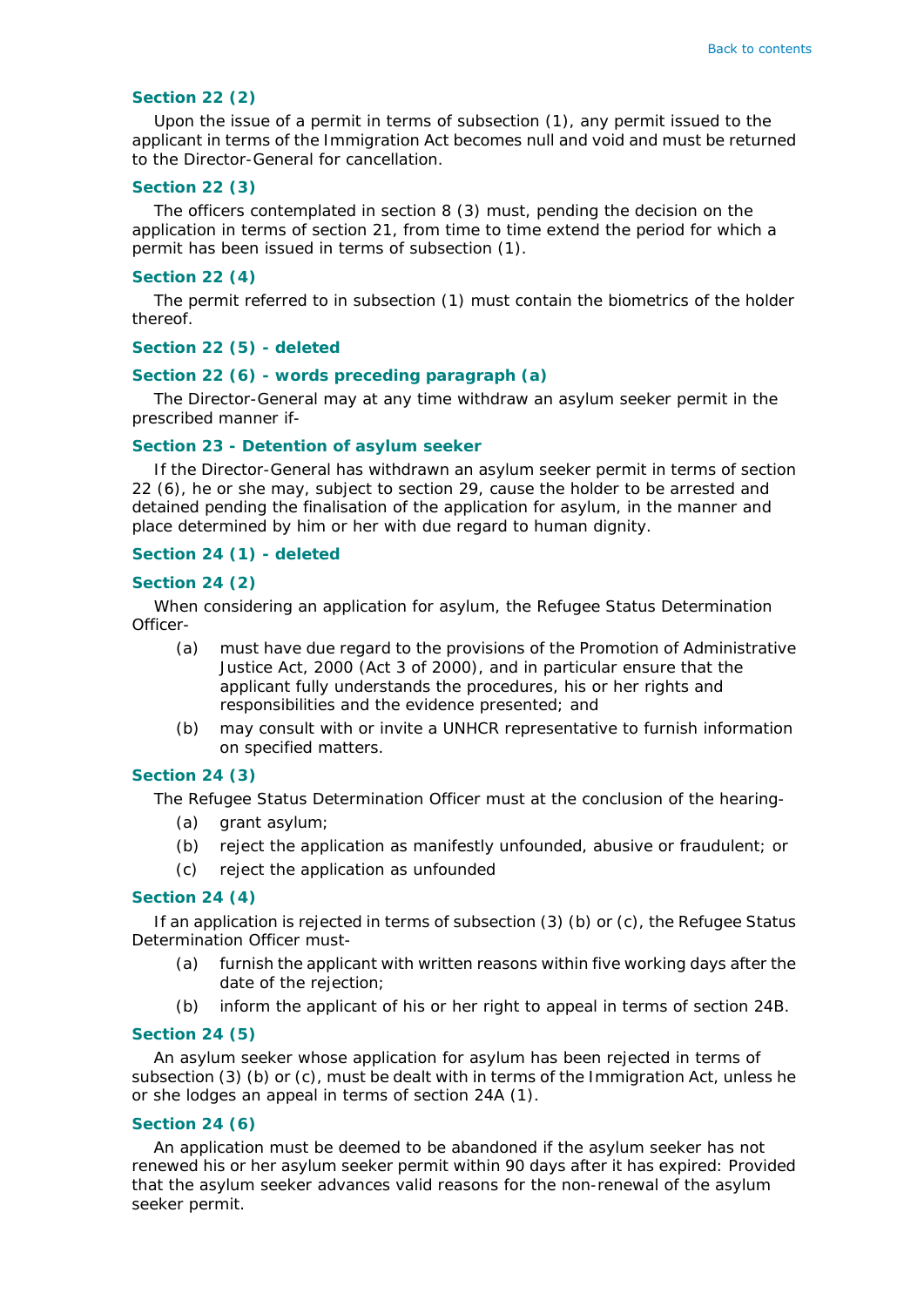### Section 22 (2)

Upon the issue of a permit in terms of subsection (1), any permit issued to the applicant in terms of the Immigration Act becomes null and void and must be returned to the Director-General for cancellation.

### Section 22 (3)

The officers contemplated in section 8 (3) must, pending the decision on the application in terms of section 21, from time to time extend the period for which a permit has been issued in terms of subsection (1).

### Section 22 (4)

The permit referred to in subsection (1) must contain the biometrics of the holder thereof.

### Section 22 (5) - deleted

### Section 22 (6) - words preceding paragraph (a)

The Director-General may at any time withdraw an asylum seeker permit in the prescribed manner if-

### Section 23 - Detention of asylum seeker

If the Director-General has withdrawn an asylum seeker permit in terms of section 22 (6), he or she may, subject to section 29, cause the holder to be arrested and detained pending the finalisation of the application for asylum, in the manner and place determined by him or her with due regard to human dignity.

### Section 24 (1) - deleted

### Section 24 (2)

When considering an application for asylum, the Refugee Status Determination Officer-

- (a) must have due regard to the provisions of the Promotion of Administrative Justice Act, 2000 (Act 3 of 2000), and in particular ensure that the applicant fully understands the procedures, his or her rights and responsibilities and the evidence presented; and
- (b) may consult with or invite a UNHCR representative to furnish information on specified matters.

### Section 24 (3)

The Refugee Status Determination Officer must at the conclusion of the hearing-

- (a) grant asylum;
- (b) reject the application as manifestly unfounded, abusive or fraudulent; or
- (c) reject the application as unfounded

### Section 24 (4)

If an application is rejected in terms of subsection (3) (b) or (c), the Refugee Status Determination Officer must-

- (a) furnish the applicant with written reasons within five working days after the date of the rejection;
- (b) inform the applicant of his or her right to appeal in terms of section 24B.

### Section 24 (5)

An asylum seeker whose application for asylum has been rejected in terms of subsection (3) (b) or (c), must be dealt with in terms of the Immigration Act, unless he or she lodges an appeal in terms of section 24A (1).

### Section 24 (6)

An application must be deemed to be abandoned if the asylum seeker has not renewed his or her asylum seeker permit within 90 days after it has expired: Provided that the asylum seeker advances valid reasons for the non-renewal of the asylum seeker permit.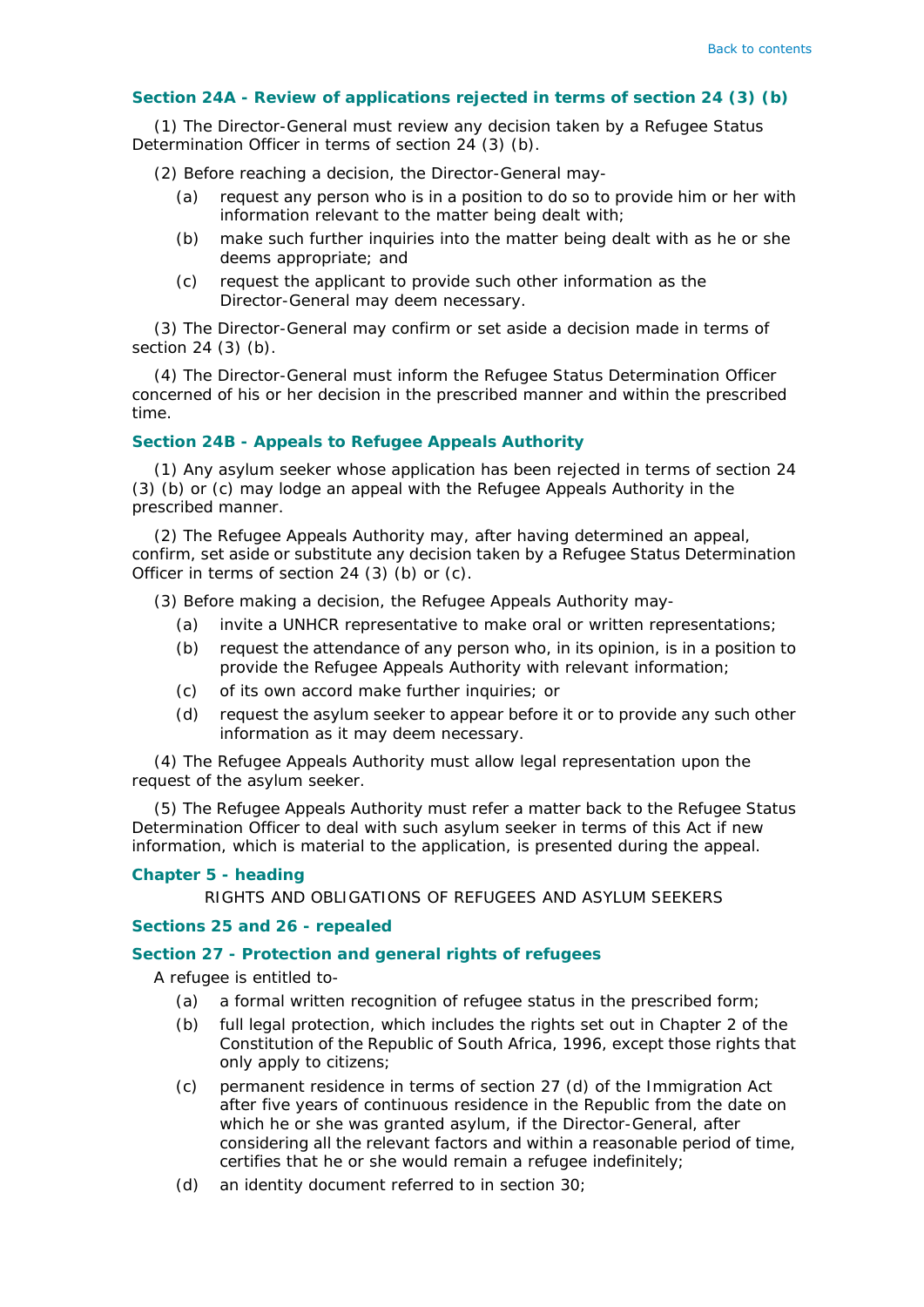### Section 24A - Review of applications rejected in terms of section 24 (3) (b)

(1) The Director-General must review any decision taken by a Refugee Status Determination Officer in terms of section 24 (3) (b).

(2) Before reaching a decision, the Director-General may-

(a) request any person who is in a position to do so to provide him or her with information relevant to the matter being dealt with;

(b) make such further inquiries into the matter being dealt with as he or she deems appropriate; and

(c) request the applicant to provide such other information as the Director-General may deem necessary.

(3) The Director-General may confirm or set aside a decision made in terms of section 24 (3) (b).

(4) The Director-General must inform the Refugee Status Determination Officer concerned of his or her decision in the prescribed manner and within the prescribed time.

### Section 24B - Appeals to Refugee Appeals Authority

(1) Any asylum seeker whose application has been rejected in terms of section 24 (3) (b) or (c) may lodge an appeal with the Refugee Appeals Authority in the prescribed manner.

(2) The Refugee Appeals Authority may, after having determined an appeal, confirm, set aside or substitute any decision taken by a Refugee Status Determination Officer in terms of section 24 (3) (b) or (c).

(3) Before making a decision, the Refugee Appeals Authority may-

(a) invite a UNHCR representative to make oral or written representations;

(b) request the attendance of any person who, in its opinion, is in a position to provide the Refugee Appeals Authority with relevant information;

(c) of its own accord make further inquiries; or

(d) request the asylum seeker to appear before it or to provide any such other information as it may deem necessary.

(4) The Refugee Appeals Authority must allow legal representation upon the request of the asylum seeker.

(5) The Refugee Appeals Authority must refer a matter back to the Refugee Status Determination Officer to deal with such asylum seeker in terms of this Act if new information, which is material to the application, is presented during the appeal.

### Chapter 5 - heading

RIGHTS AND OBLIGATIONS OF REFUGEES AND ASYLUM SEEKERS

### Sections 25 and 26 - repealed

### Section 27 - Protection and general rights of refugees

A refugee is entitled to-

(a) a formal written recognition of refugee status in the prescribed form;

(b) full legal protection, which includes the rights set out in Chapter 2 of the Constitution of the Republic of South Africa, 1996, except those rights that only apply to citizens;

(c) permanent residence in terms of section 27 (d) of the Immigration Act after five years of continuous residence in the Republic from the date on which he or she was granted asylum, if the Director-General, after considering all the relevant factors and within a reasonable period of time, certifies that he or she would remain a refugee indefinitely;

(d) an identity document referred to in section 30;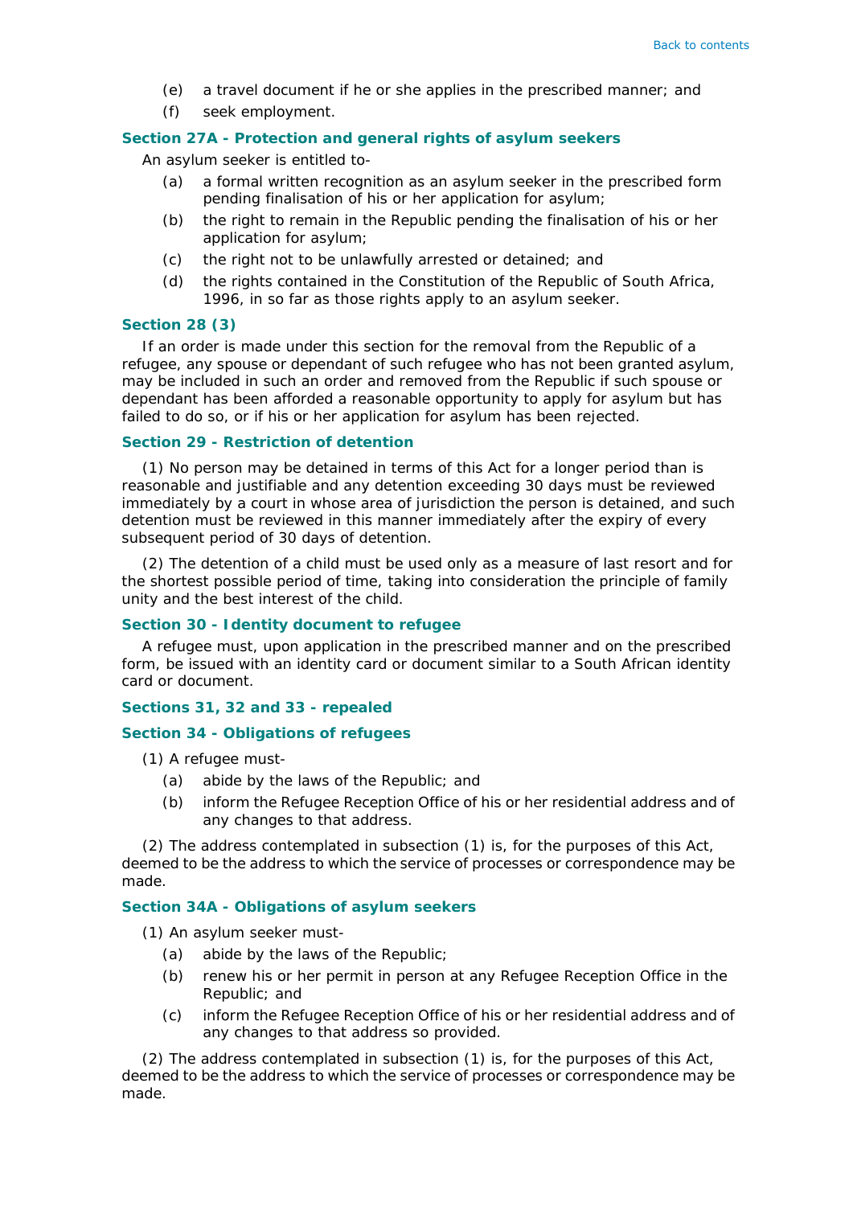(e) a travel document if he or she applies in the prescribed manner; and

(f) seek employment.

### Section 27A - Protection and general rights of asylum seekers

An asylum seeker is entitled to-

(a) a formal written recognition as an asylum seeker in the prescribed form pending finalisation of his or her application for asylum;

(b) the right to remain in the Republic pending the finalisation of his or her application for asylum;

(c) the right not to be unlawfully arrested or detained; and

(d) the rights contained in the Constitution of the Republic of South Africa, 1996, in so far as those rights apply to an asylum seeker.

### Section 28 (3)

If an order is made under this section for the removal from the Republic of a refugee, any spouse or dependant of such refugee who has not been granted asylum, may be included in such an order and removed from the Republic if such spouse or dependant has been afforded a reasonable opportunity to apply for asylum but has failed to do so, or if his or her application for asylum has been rejected.

### Section 29 - Restriction of detention

(1) No person may be detained in terms of this Act for a longer period than is reasonable and justifiable and any detention exceeding 30 days must be reviewed immediately by a court in whose area of jurisdiction the person is detained, and such detention must be reviewed in this manner immediately after the expiry of every subsequent period of 30 days of detention.

(2) The detention of a child must be used only as a measure of last resort and for the shortest possible period of time, taking into consideration the principle of family unity and the best interest of the child.

### Section 30 - Identity document to refugee

A refugee must, upon application in the prescribed manner and on the prescribed form, be issued with an identity card or document similar to a South African identity card or document.

### Sections 31, 32 and 33 - repealed

### Section 34 - Obligations of refugees

(1) A refugee must-

(a) abide by the laws of the Republic; and

(b) inform the Refugee Reception Office of his or her residential address and of any changes to that address.

(2) The address contemplated in subsection (1) is, for the purposes of this Act, deemed to be the address to which the service of processes or correspondence may be made.

### Section 34A - Obligations of asylum seekers

(1) An asylum seeker must-

(a) abide by the laws of the Republic;

(b) renew his or her permit in person at any Refugee Reception Office in the Republic; and

(c) inform the Refugee Reception Office of his or her residential address and of any changes to that address so provided.

(2) The address contemplated in subsection (1) is, for the purposes of this Act, deemed to be the address to which the service of processes or correspondence may be made.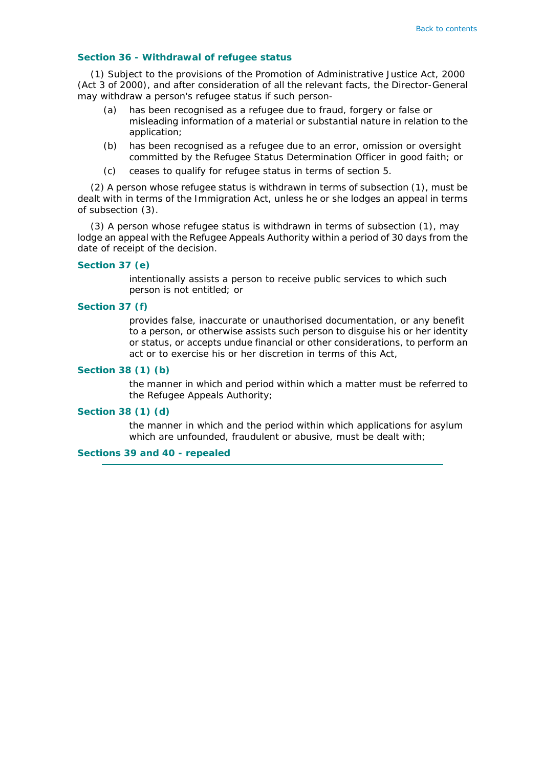### Section 36 - Withdrawal of refugee status

(1) Subject to the provisions of the Promotion of Administrative Justice Act, 2000 (Act 3 of 2000), and after consideration of all the relevant facts, the Director-General may withdraw a person's refugee status if such person-

(a) has been recognised as a refugee due to fraud, forgery or false or misleading information of a material or substantial nature in relation to the application;

(b) has been recognised as a refugee due to an error, omission or oversight committed by the Refugee Status Determination Officer in good faith; or

(c) ceases to qualify for refugee status in terms of section 5.

(2) A person whose refugee status is withdrawn in terms of subsection (1), must be dealt with in terms of the Immigration Act, unless he or she lodges an appeal in terms of subsection (3).

(3) A person whose refugee status is withdrawn in terms of subsection (1), may lodge an appeal with the Refugee Appeals Authority within a period of 30 days from the date of receipt of the decision.

### Section 37 (e)

intentionally assists a person to receive public services to which such person is not entitled; or

### Section 37 (f)

provides false, inaccurate or unauthorised documentation, or any benefit to a person, or otherwise assists such person to disguise his or her identity or status, or accepts undue financial or other considerations, to perform an act or to exercise his or her discretion in terms of this Act,

### Section 38 (1) (b)

the manner in which and period within which a matter must be referred to the Refugee Appeals Authority;

### Section 38 (1) (d)

the manner in which and the period within which applications for asylum which are unfounded, fraudulent or abusive, must be dealt with;

### Sections 39 and 40 - repealed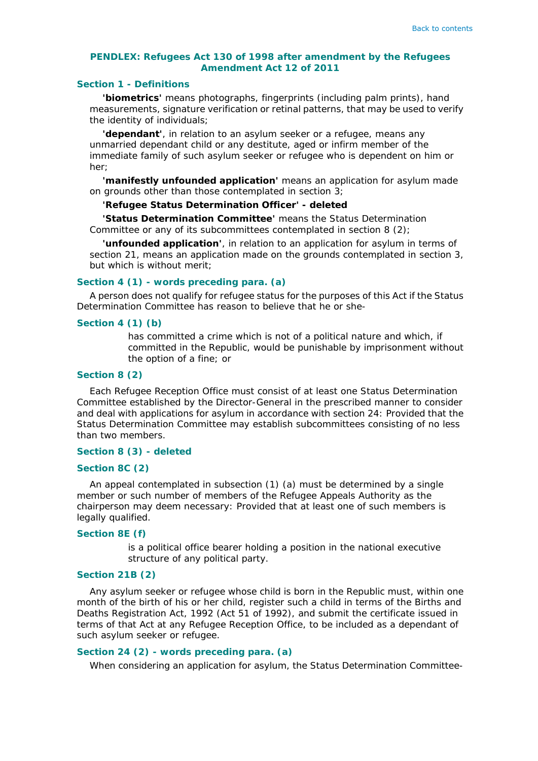### PENDLEX: Refugees Act 130 of 1998 after amendment by the Refugees Amendment Act 12 of 2011

#### Section 1 - Definitions

**'biometrics'** means photographs, fingerprints (including palm prints), hand measurements, signature verification or retinal patterns, that may be used to verify the identity of individuals;

**'dependant'**, in relation to an asylum seeker or a refugee, means any unmarried dependant child or any destitute, aged or infirm member of the immediate family of such asylum seeker or refugee who is dependent on him or her;

**'manifestly unfounded application'** means an application for asylum made on grounds other than those contemplated in section 3;

**'Refugee Status Determination Officer' - deleted**

**'Status Determination Committee'** means the Status Determination Committee or any of its subcommittees contemplated in section 8 (2);

**'unfounded application'**, in relation to an application for asylum in terms of section 21, means an application made on the grounds contemplated in section 3, but which is without merit;

#### Section 4 (1) - words preceding para. (a)

A person does not qualify for refugee status for the purposes of this Act if the Status Determination Committee has reason to believe that he or she-

#### Section 4 (1) (b)

has committed a crime which is not of a political nature and which, if committed in the Republic, would be punishable by imprisonment without the option of a fine; or

#### Section 8 (2)

Each Refugee Reception Office must consist of at least one Status Determination Committee established by the Director-General in the prescribed manner to consider and deal with applications for asylum in accordance with section 24: Provided that the Status Determination Committee may establish subcommittees consisting of no less than two members.

#### Section 8 (3) - deleted

#### Section 8C (2)

An appeal contemplated in subsection (1) (a) must be determined by a single member or such number of members of the Refugee Appeals Authority as the chairperson may deem necessary: Provided that at least one of such members is legally qualified.

#### Section 8E (f)

is a political office bearer holding a position in the national executive structure of any political party.

#### Section 21B (2)

Any asylum seeker or refugee whose child is born in the Republic must, within one month of the birth of his or her child, register such a child in terms of the Births and Deaths Registration Act, 1992 (Act 51 of 1992), and submit the certificate issued in terms of that Act at any Refugee Reception Office, to be included as a dependant of such asylum seeker or refugee.

#### Section 24 (2) - words preceding para. (a)

When considering an application for asylum, the Status Determination Committee-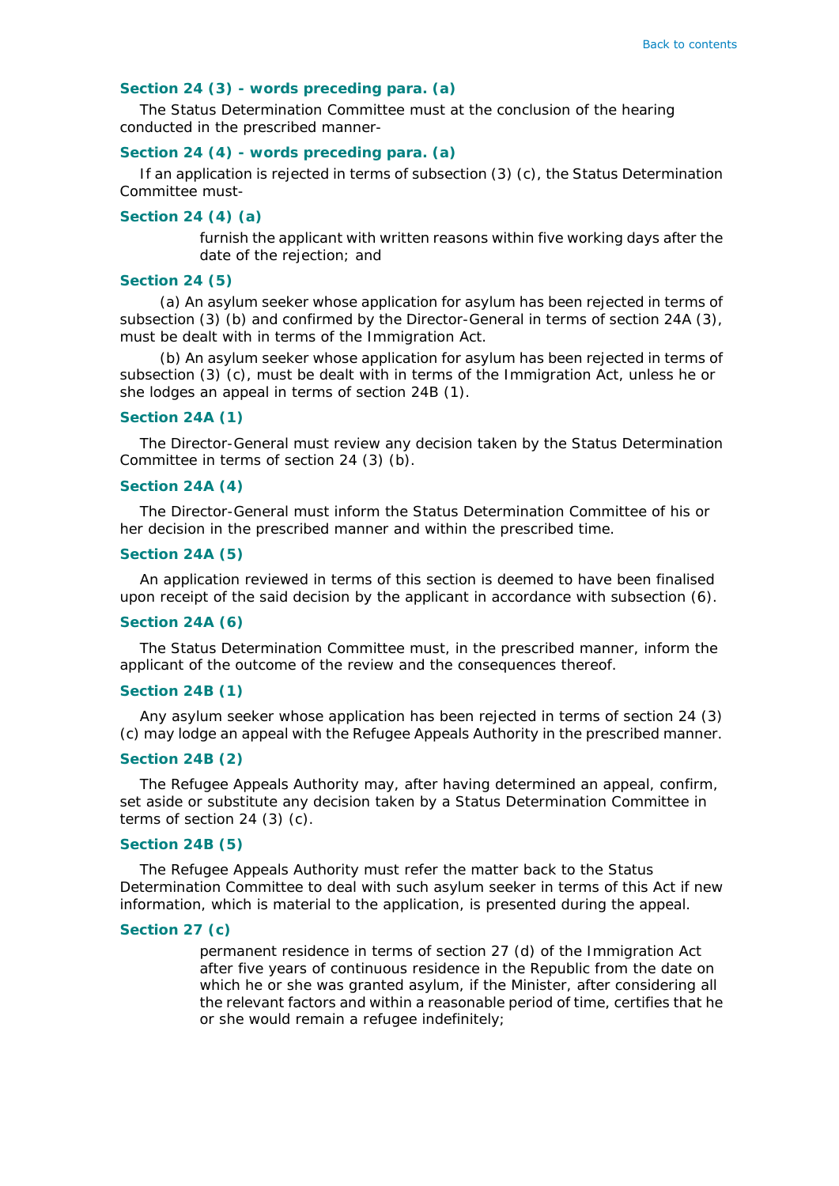### Section 24 (3) - words preceding para. (a)

The Status Determination Committee must at the conclusion of the hearing conducted in the prescribed manner-

### Section 24 (4) - words preceding para. (a)

If an application is rejected in terms of subsection (3) (c), the Status Determination Committee must-

### Section 24 (4) (a)

furnish the applicant with written reasons within five working days after the date of the rejection; and

### Section 24 (5)

(a) An asylum seeker whose application for asylum has been rejected in terms of subsection (3) (b) and confirmed by the Director-General in terms of section 24A (3), must be dealt with in terms of the Immigration Act.

(b) An asylum seeker whose application for asylum has been rejected in terms of subsection (3) (c), must be dealt with in terms of the Immigration Act, unless he or she lodges an appeal in terms of section 24B (1).

### Section 24A (1)

The Director-General must review any decision taken by the Status Determination Committee in terms of section 24 (3) (b).

### Section 24A (4)

The Director-General must inform the Status Determination Committee of his or her decision in the prescribed manner and within the prescribed time.

### Section 24A (5)

An application reviewed in terms of this section is deemed to have been finalised upon receipt of the said decision by the applicant in accordance with subsection (6).

### Section 24A (6)

The Status Determination Committee must, in the prescribed manner, inform the applicant of the outcome of the review and the consequences thereof.

### Section 24B (1)

Any asylum seeker whose application has been rejected in terms of section 24 (3) (c) may lodge an appeal with the Refugee Appeals Authority in the prescribed manner.

### Section 24B (2)

The Refugee Appeals Authority may, after having determined an appeal, confirm, set aside or substitute any decision taken by a Status Determination Committee in terms of section 24 (3) (c).

### Section 24B (5)

The Refugee Appeals Authority must refer the matter back to the Status Determination Committee to deal with such asylum seeker in terms of this Act if new information, which is material to the application, is presented during the appeal.

### Section 27 (c)

permanent residence in terms of section 27 (d) of the Immigration Act after five years of continuous residence in the Republic from the date on which he or she was granted asylum, if the Minister, after considering all the relevant factors and within a reasonable period of time, certifies that he or she would remain a refugee indefinitely;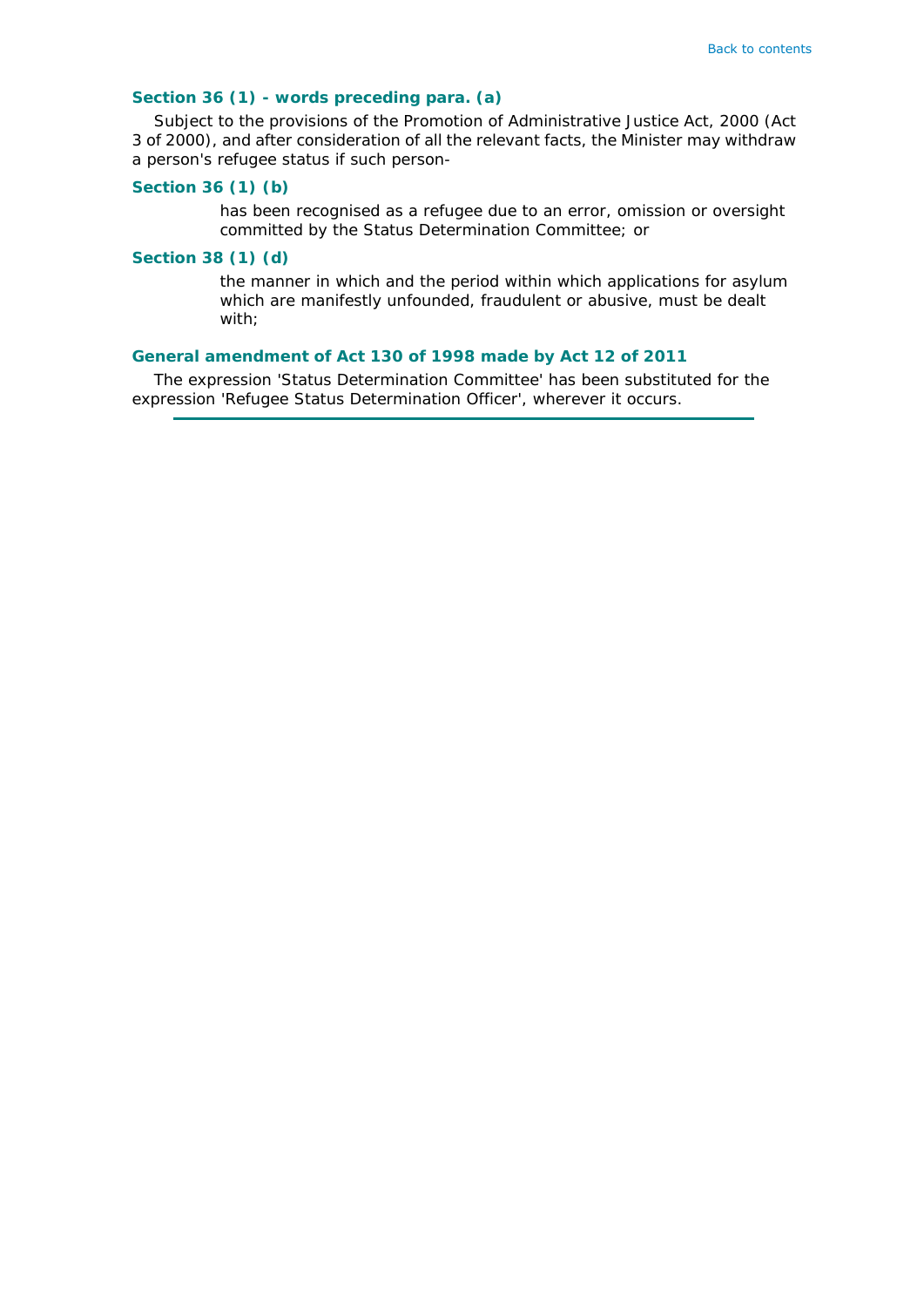#### Section 36 (1) - words preceding para. (a)

Subject to the provisions of the Promotion of Administrative Justice Act, 2000 (Act 3 of 2000), and after consideration of all the relevant facts, the Minister may withdraw a person's refugee status if such person-

#### Section 36 (1) (b)

has been recognised as a refugee due to an error, omission or oversight committed by the Status Determination Committee; or

#### Section 38 (1) (d)

the manner in which and the period within which applications for asylum which are manifestly unfounded, fraudulent or abusive, must be dealt with;

#### General amendment of Act 130 of 1998 made by Act 12 of 2011

The expression 'Status Determination Committee' has been substituted for the expression 'Refugee Status Determination Officer', wherever it occurs.